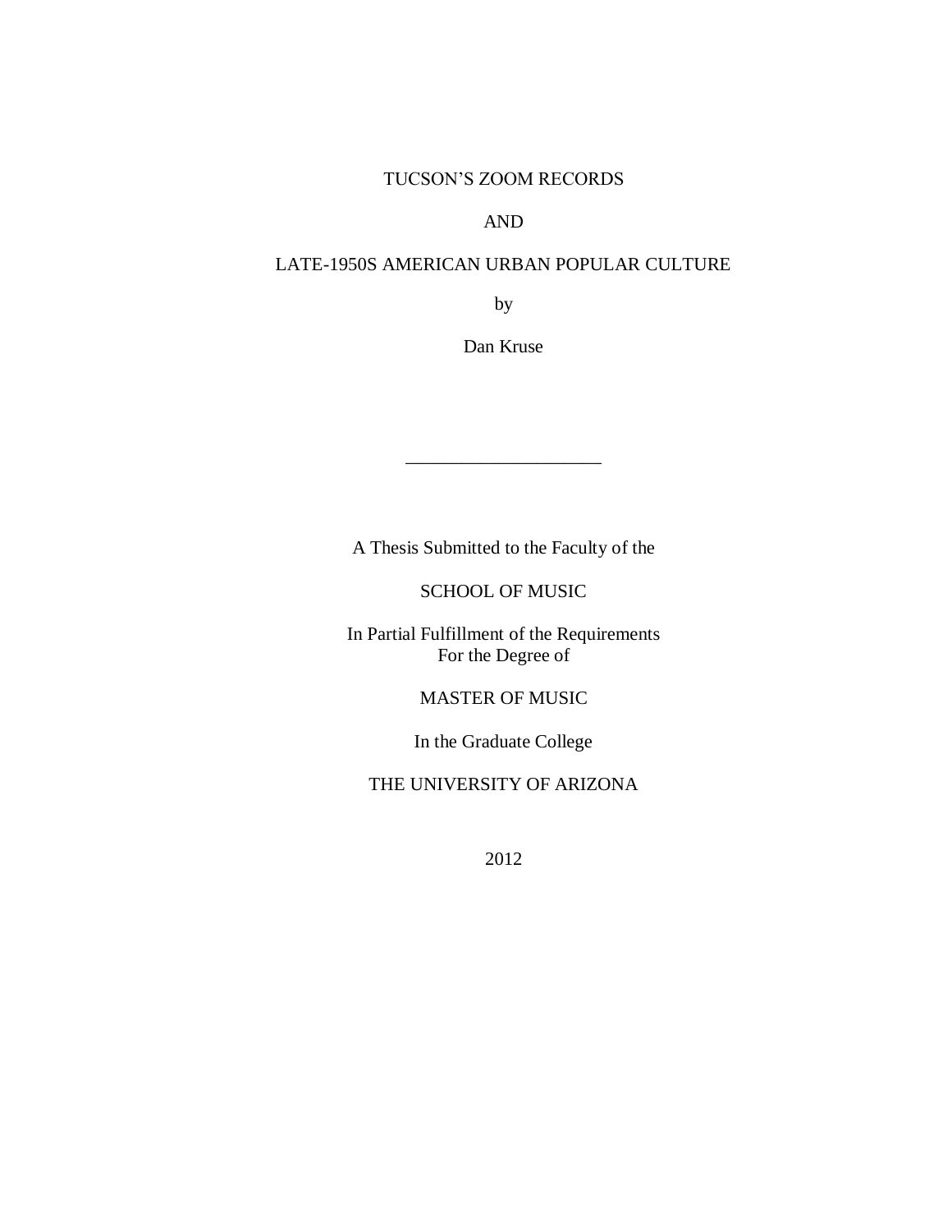# TUCSON'S ZOOM RECORDS

# AND

# LATE-1950S AMERICAN URBAN POPULAR CULTURE

by

Dan Kruse

---

A Thesis Submitted to the Faculty of the

SCHOOL OF MUSIC

In Partial Fulfillment of the Requirements
For the Degree of

MASTER OF MUSIC

In the Graduate College

THE UNIVERSITY OF ARIZONA

2012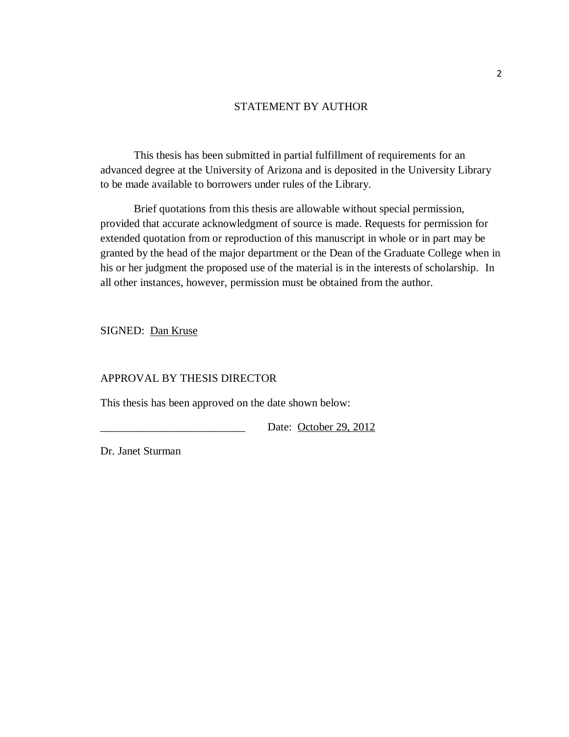# STATEMENT BY AUTHOR

This thesis has been submitted in partial fulfillment of requirements for an advanced degree at the University of Arizona and is deposited in the University Library to be made available to borrowers under rules of the Library.

Brief quotations from this thesis are allowable without special permission, provided that accurate acknowledgment of source is made. Requests for permission for extended quotation from or reproduction of this manuscript in whole or in part may be granted by the head of the major department or the Dean of the Graduate College when in his or her judgment the proposed use of the material is in the interests of scholarship. In all other instances, however, permission must be obtained from the author.

SIGNED: Dan Kruse

## APPROVAL BY THESIS DIRECTOR

This thesis has been approved on the date shown below:

__________________________ Date: October 29, 2012

Dr. Janet Sturman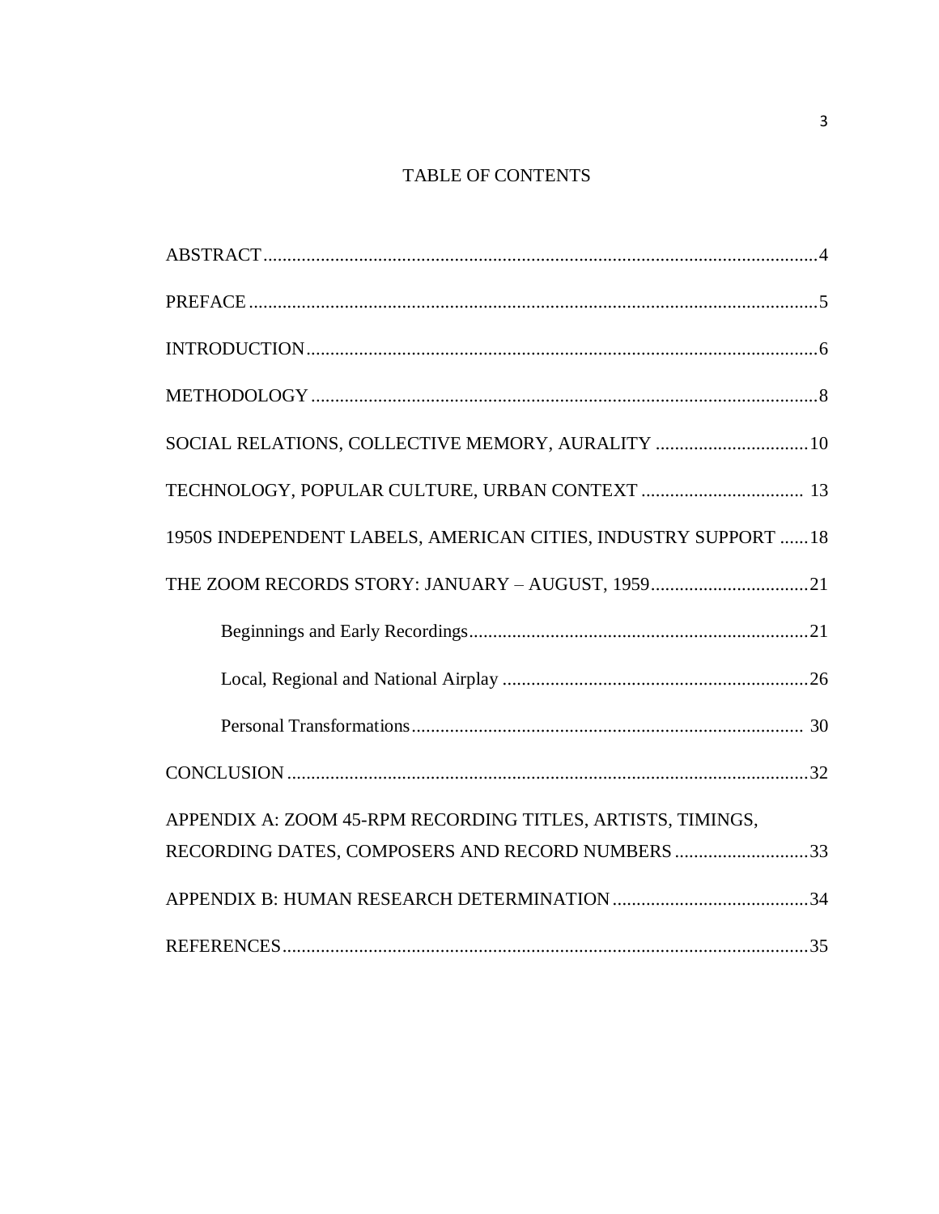# TABLE OF CONTENTS

ABSTRACT....................................................................................................................4

PREFACE.......................................................................................................................5

INTRODUCTION..........................................................................................................6

METHODOLOGY.........................................................................................................8

SOCIAL RELATIONS, COLLECTIVE MEMORY, AURALITY ................................10

TECHNOLOGY, POPULAR CULTURE, URBAN CONTEXT .................................. 13

1950S INDEPENDENT LABELS, AMERICAN CITIES, INDUSTRY SUPPORT ......18

THE ZOOM RECORDS STORY: JANUARY – AUGUST, 1959.................................21

- Beginnings and Early Recordings.......................................................................21
- Local, Regional and National Airplay ................................................................26
- Personal Transformations.................................................................................. 30

CONCLUSION.............................................................................................................32

APPENDIX A: ZOOM 45-RPM RECORDING TITLES, ARTISTS, TIMINGS, RECORDING DATES, COMPOSERS AND RECORD NUMBERS............................33

APPENDIX B: HUMAN RESEARCH DETERMINATION.........................................34

REFERENCES..............................................................................................................35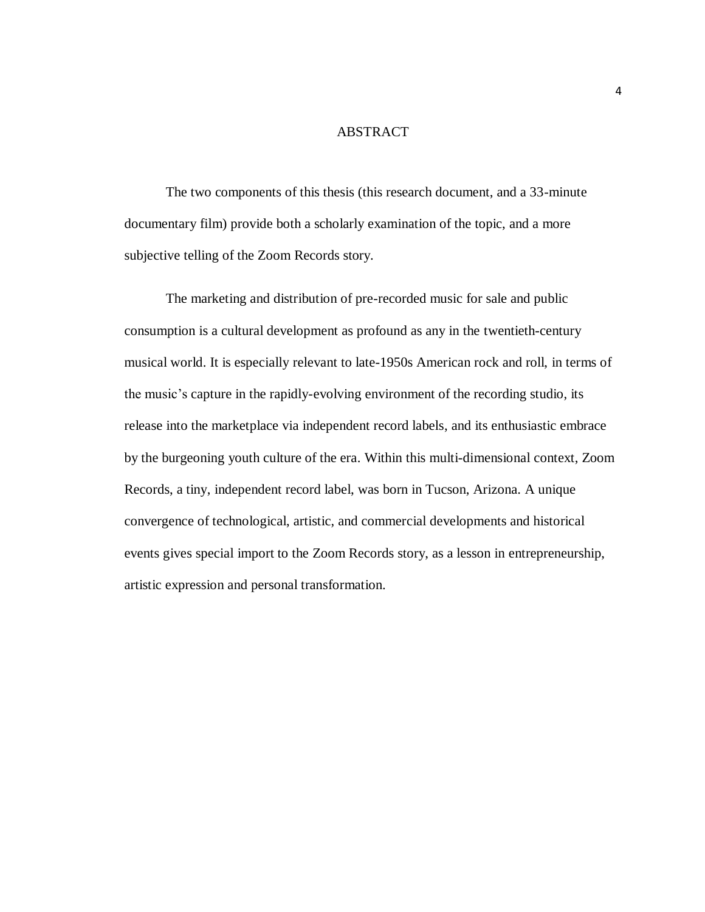# ABSTRACT

The two components of this thesis (this research document, and a 33-minute documentary film) provide both a scholarly examination of the topic, and a more subjective telling of the Zoom Records story.

The marketing and distribution of pre-recorded music for sale and public consumption is a cultural development as profound as any in the twentieth-century musical world. It is especially relevant to late-1950s American rock and roll, in terms of the music's capture in the rapidly-evolving environment of the recording studio, its release into the marketplace via independent record labels, and its enthusiastic embrace by the burgeoning youth culture of the era. Within this multi-dimensional context, Zoom Records, a tiny, independent record label, was born in Tucson, Arizona. A unique convergence of technological, artistic, and commercial developments and historical events gives special import to the Zoom Records story, as a lesson in entrepreneurship, artistic expression and personal transformation.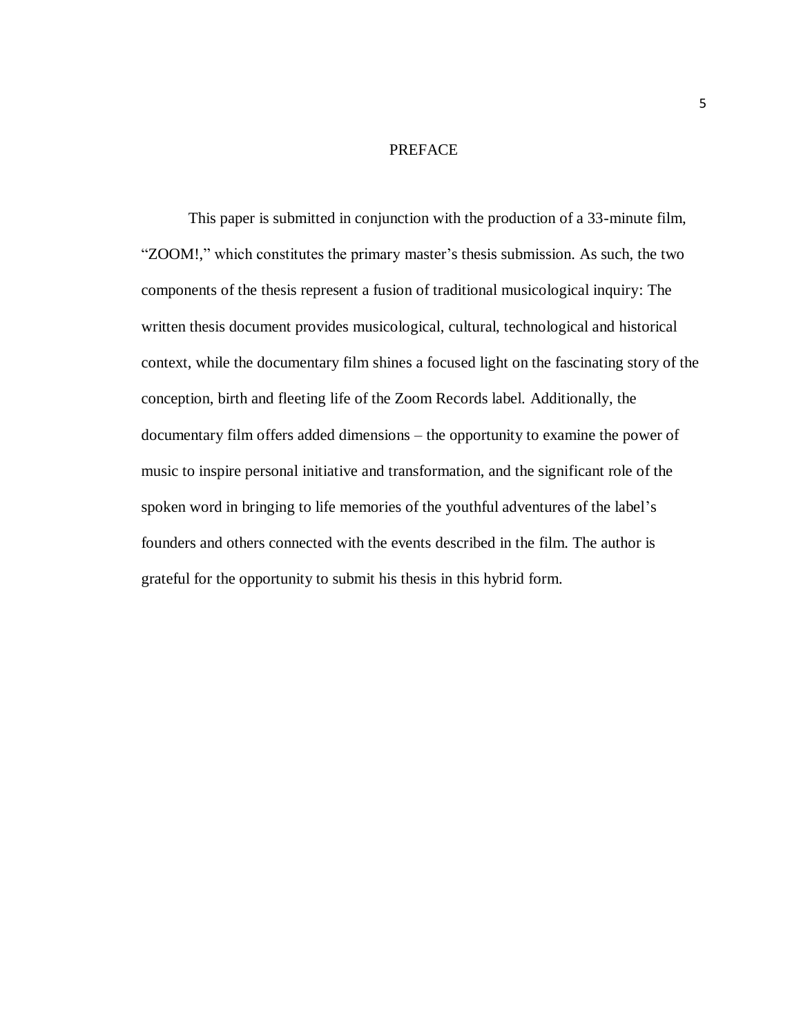# PREFACE

This paper is submitted in conjunction with the production of a 33-minute film, “ZOOM!,” which constitutes the primary master’s thesis submission. As such, the two components of the thesis represent a fusion of traditional musicological inquiry: The written thesis document provides musicological, cultural, technological and historical context, while the documentary film shines a focused light on the fascinating story of the conception, birth and fleeting life of the Zoom Records label. Additionally, the documentary film offers added dimensions – the opportunity to examine the power of music to inspire personal initiative and transformation, and the significant role of the spoken word in bringing to life memories of the youthful adventures of the label’s founders and others connected with the events described in the film. The author is grateful for the opportunity to submit his thesis in this hybrid form.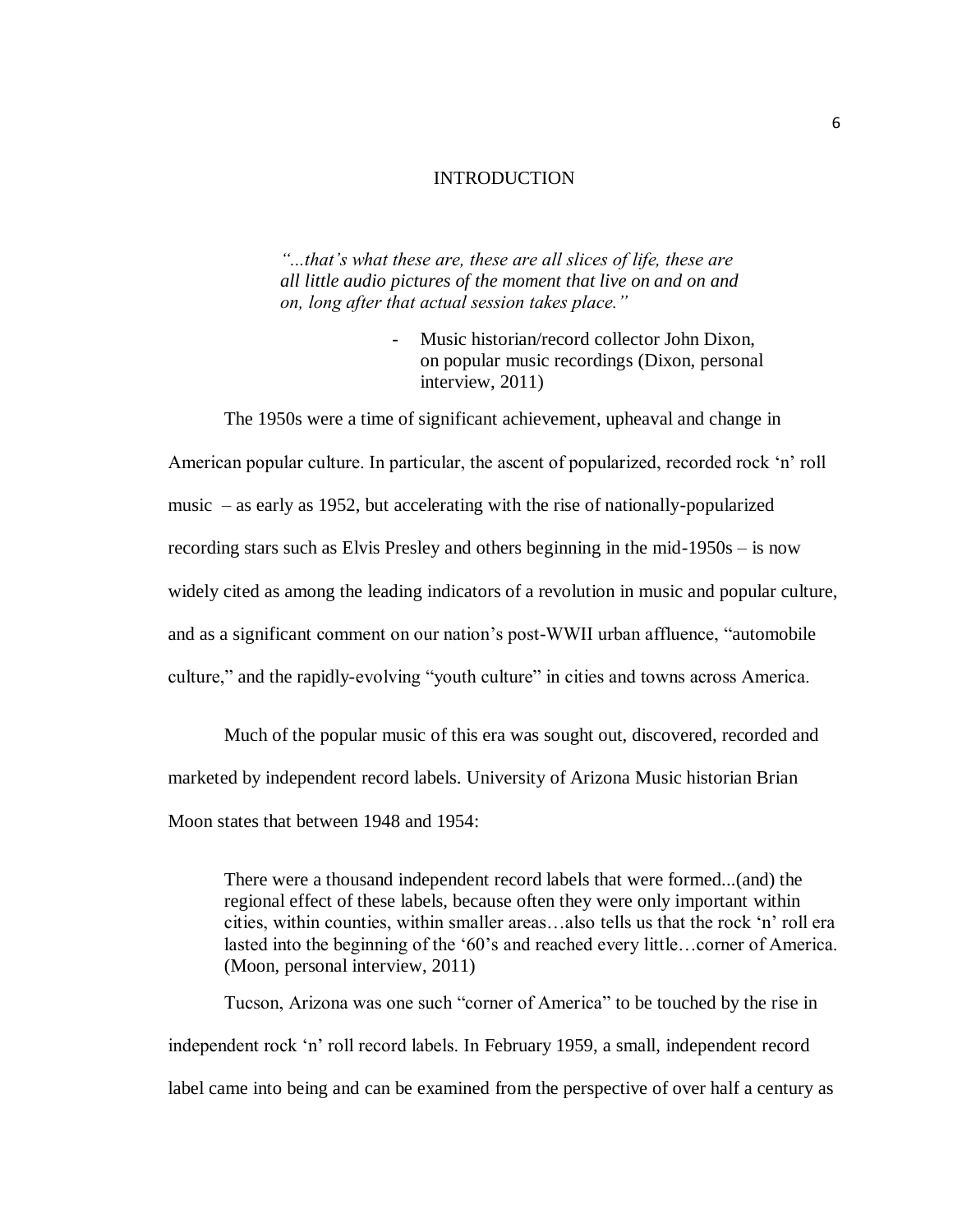# INTRODUCTION

> *"...that's what these are, these are all slices of life, these are all little audio pictures of the moment that live on and on and on, long after that actual session takes place."*
>
> - Music historian/record collector John Dixon, on popular music recordings (Dixon, personal interview, 2011)

The 1950s were a time of significant achievement, upheaval and change in American popular culture. In particular, the ascent of popularized, recorded rock 'n' roll music – as early as 1952, but accelerating with the rise of nationally-popularized recording stars such as Elvis Presley and others beginning in the mid-1950s – is now widely cited as among the leading indicators of a revolution in music and popular culture, and as a significant comment on our nation's post-WWII urban affluence, "automobile culture," and the rapidly-evolving "youth culture" in cities and towns across America.

Much of the popular music of this era was sought out, discovered, recorded and marketed by independent record labels. University of Arizona Music historian Brian Moon states that between 1948 and 1954:

> There were a thousand independent record labels that were formed...(and) the regional effect of these labels, because often they were only important within cities, within counties, within smaller areas…also tells us that the rock 'n' roll era lasted into the beginning of the '60's and reached every little…corner of America. (Moon, personal interview, 2011)

Tucson, Arizona was one such "corner of America" to be touched by the rise in independent rock 'n' roll record labels. In February 1959, a small, independent record label came into being and can be examined from the perspective of over half a century as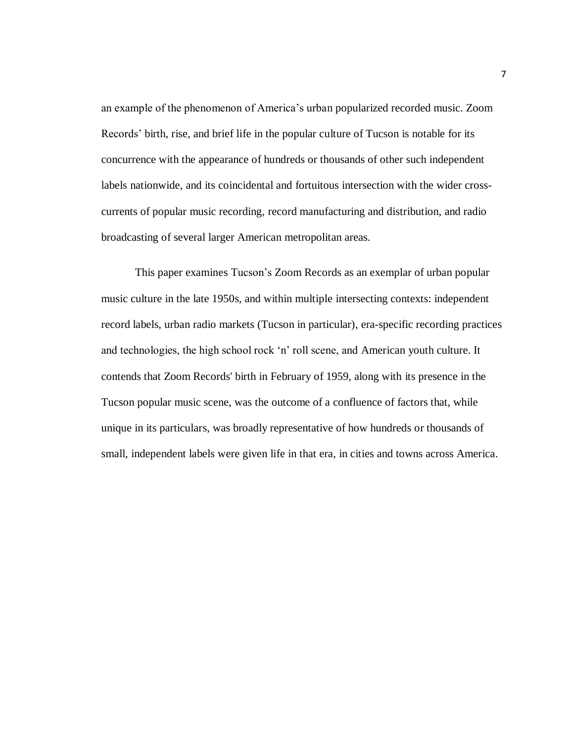an example of the phenomenon of America's urban popularized recorded music. Zoom Records' birth, rise, and brief life in the popular culture of Tucson is notable for its concurrence with the appearance of hundreds or thousands of other such independent labels nationwide, and its coincidental and fortuitous intersection with the wider cross-currents of popular music recording, record manufacturing and distribution, and radio broadcasting of several larger American metropolitan areas.

This paper examines Tucson's Zoom Records as an exemplar of urban popular music culture in the late 1950s, and within multiple intersecting contexts: independent record labels, urban radio markets (Tucson in particular), era-specific recording practices and technologies, the high school rock 'n' roll scene, and American youth culture. It contends that Zoom Records' birth in February of 1959, along with its presence in the Tucson popular music scene, was the outcome of a confluence of factors that, while unique in its particulars, was broadly representative of how hundreds or thousands of small, independent labels were given life in that era, in cities and towns across America.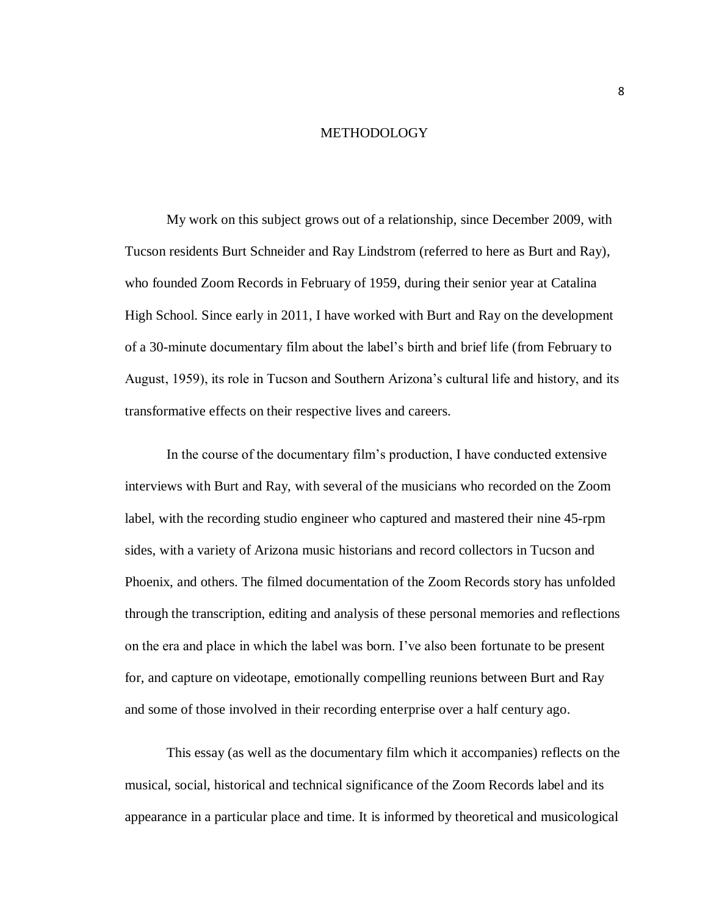# METHODOLOGY

My work on this subject grows out of a relationship, since December 2009, with Tucson residents Burt Schneider and Ray Lindstrom (referred to here as Burt and Ray), who founded Zoom Records in February of 1959, during their senior year at Catalina High School. Since early in 2011, I have worked with Burt and Ray on the development of a 30-minute documentary film about the label's birth and brief life (from February to August, 1959), its role in Tucson and Southern Arizona's cultural life and history, and its transformative effects on their respective lives and careers.

In the course of the documentary film's production, I have conducted extensive interviews with Burt and Ray, with several of the musicians who recorded on the Zoom label, with the recording studio engineer who captured and mastered their nine 45-rpm sides, with a variety of Arizona music historians and record collectors in Tucson and Phoenix, and others. The filmed documentation of the Zoom Records story has unfolded through the transcription, editing and analysis of these personal memories and reflections on the era and place in which the label was born. I've also been fortunate to be present for, and capture on videotape, emotionally compelling reunions between Burt and Ray and some of those involved in their recording enterprise over a half century ago.

This essay (as well as the documentary film which it accompanies) reflects on the musical, social, historical and technical significance of the Zoom Records label and its appearance in a particular place and time. It is informed by theoretical and musicological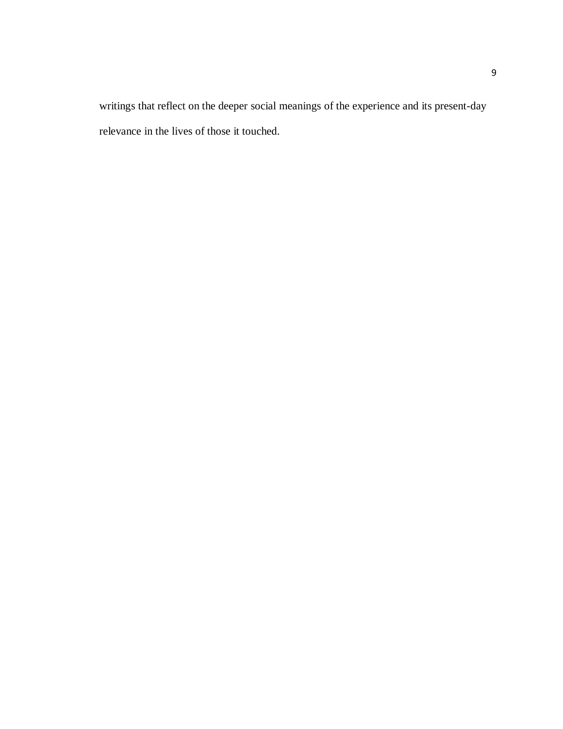writings that reflect on the deeper social meanings of the experience and its present-day relevance in the lives of those it touched.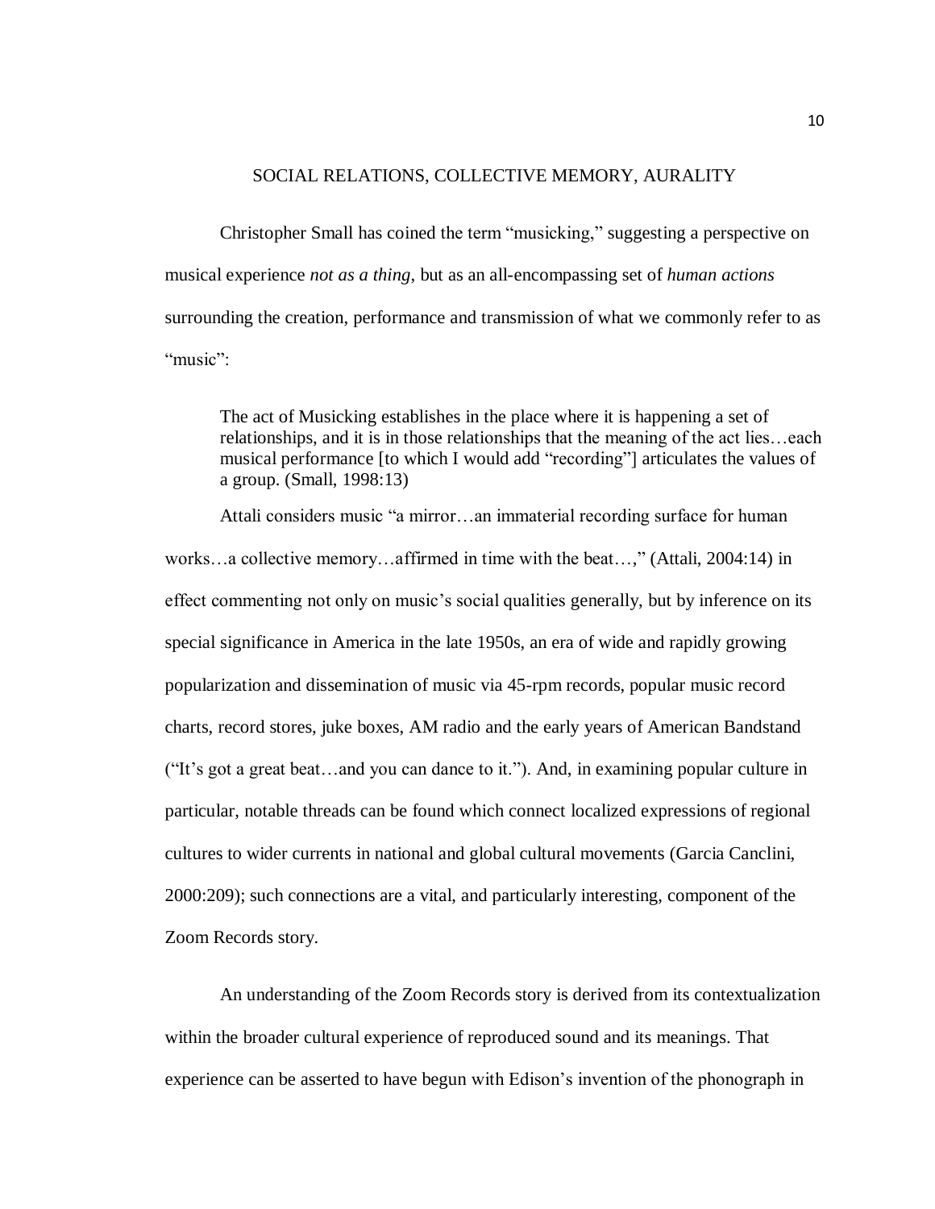## SOCIAL RELATIONS, COLLECTIVE MEMORY, AURALITY

Christopher Small has coined the term "musicking," suggesting a perspective on musical experience *not as a thing*, but as an all-encompassing set of *human actions* surrounding the creation, performance and transmission of what we commonly refer to as "music":

> The act of Musicking establishes in the place where it is happening a set of relationships, and it is in those relationships that the meaning of the act lies…each musical performance [to which I would add "recording"] articulates the values of a group. (Small, 1998:13)

Attali considers music "a mirror…an immaterial recording surface for human works…a collective memory…affirmed in time with the beat…," (Attali, 2004:14) in effect commenting not only on music's social qualities generally, but by inference on its special significance in America in the late 1950s, an era of wide and rapidly growing popularization and dissemination of music via 45-rpm records, popular music record charts, record stores, juke boxes, AM radio and the early years of American Bandstand ("It's got a great beat…and you can dance to it."). And, in examining popular culture in particular, notable threads can be found which connect localized expressions of regional cultures to wider currents in national and global cultural movements (Garcia Canclini, 2000:209); such connections are a vital, and particularly interesting, component of the Zoom Records story.

An understanding of the Zoom Records story is derived from its contextualization within the broader cultural experience of reproduced sound and its meanings. That experience can be asserted to have begun with Edison's invention of the phonograph in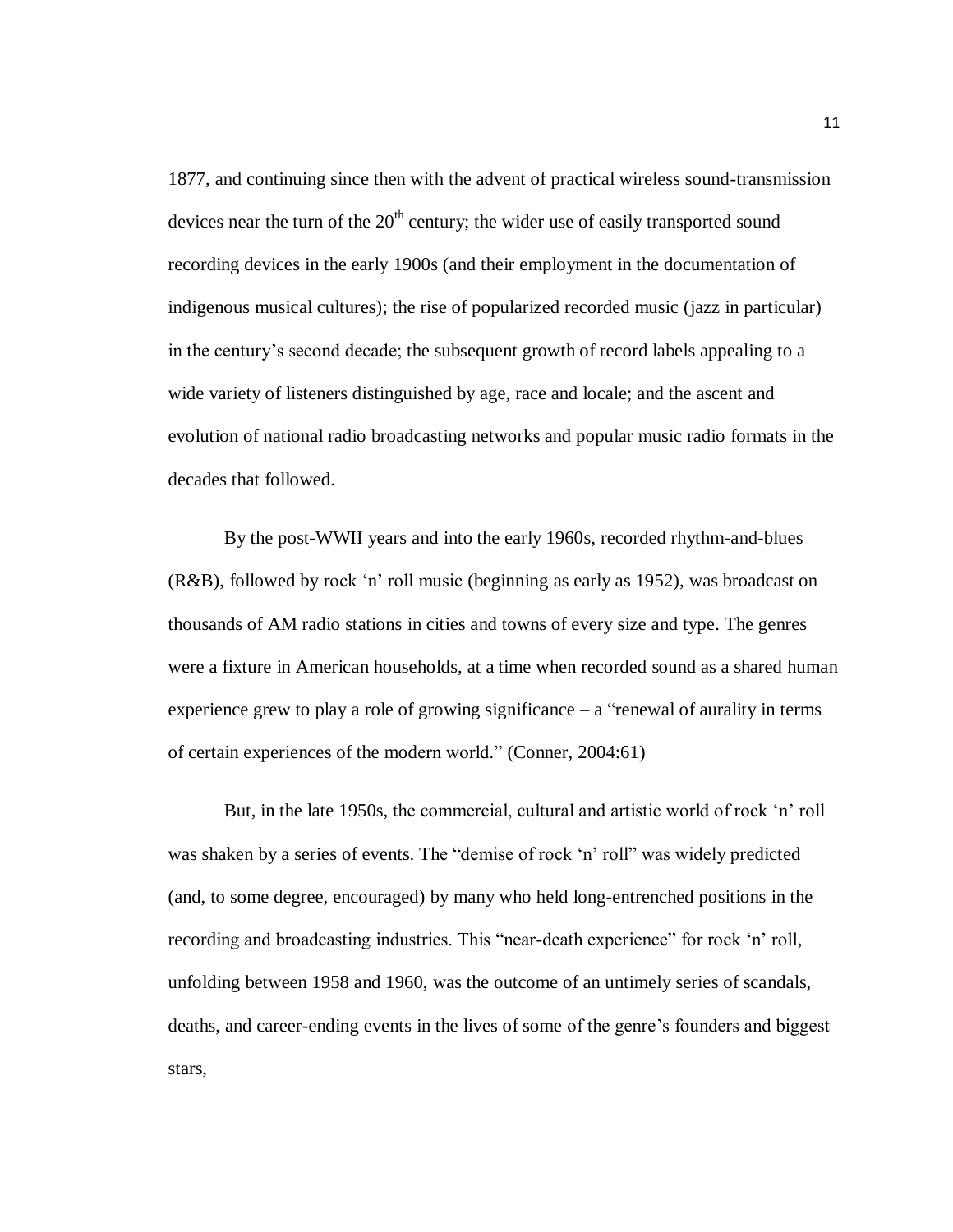1877, and continuing since then with the advent of practical wireless sound-transmission devices near the turn of the 20th century; the wider use of easily transported sound recording devices in the early 1900s (and their employment in the documentation of indigenous musical cultures); the rise of popularized recorded music (jazz in particular) in the century's second decade; the subsequent growth of record labels appealing to a wide variety of listeners distinguished by age, race and locale; and the ascent and evolution of national radio broadcasting networks and popular music radio formats in the decades that followed.

By the post-WWII years and into the early 1960s, recorded rhythm-and-blues (R&B), followed by rock 'n' roll music (beginning as early as 1952), was broadcast on thousands of AM radio stations in cities and towns of every size and type. The genres were a fixture in American households, at a time when recorded sound as a shared human experience grew to play a role of growing significance – a "renewal of aurality in terms of certain experiences of the modern world." (Conner, 2004:61)

But, in the late 1950s, the commercial, cultural and artistic world of rock 'n' roll was shaken by a series of events. The "demise of rock 'n' roll" was widely predicted (and, to some degree, encouraged) by many who held long-entrenched positions in the recording and broadcasting industries. This "near-death experience" for rock 'n' roll, unfolding between 1958 and 1960, was the outcome of an untimely series of scandals, deaths, and career-ending events in the lives of some of the genre's founders and biggest stars,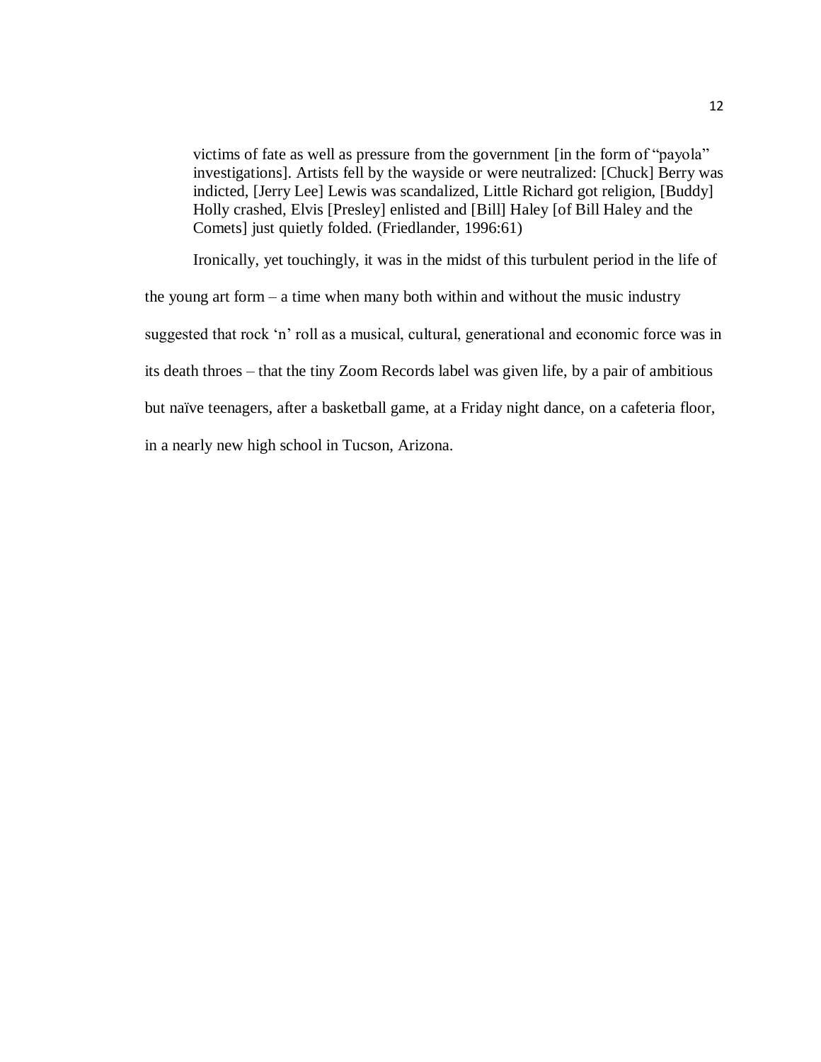> victims of fate as well as pressure from the government [in the form of "payola" investigations]. Artists fell by the wayside or were neutralized: [Chuck] Berry was indicted, [Jerry Lee] Lewis was scandalized, Little Richard got religion, [Buddy] Holly crashed, Elvis [Presley] enlisted and [Bill] Haley [of Bill Haley and the Comets] just quietly folded. (Friedlander, 1996:61)

Ironically, yet touchingly, it was in the midst of this turbulent period in the life of the young art form – a time when many both within and without the music industry suggested that rock 'n' roll as a musical, cultural, generational and economic force was in its death throes – that the tiny Zoom Records label was given life, by a pair of ambitious but naïve teenagers, after a basketball game, at a Friday night dance, on a cafeteria floor, in a nearly new high school in Tucson, Arizona.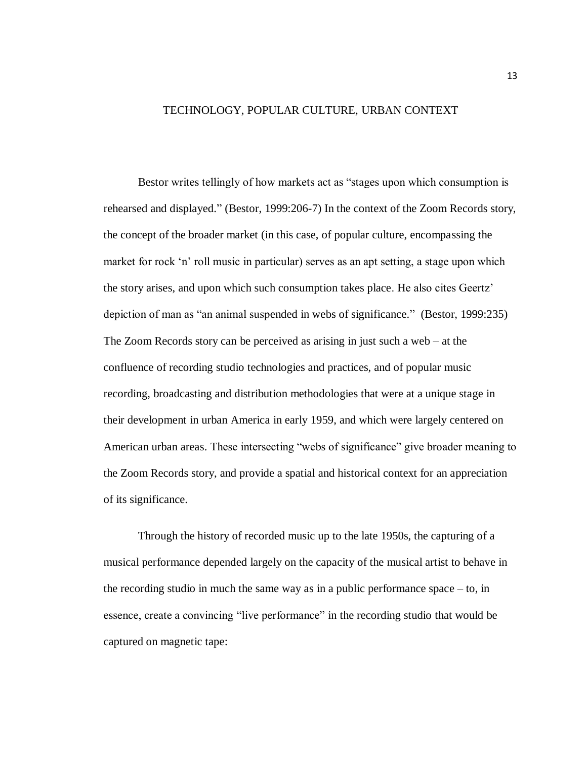# TECHNOLOGY, POPULAR CULTURE, URBAN CONTEXT

Bestor writes tellingly of how markets act as “stages upon which consumption is rehearsed and displayed.” (Bestor, 1999:206-7) In the context of the Zoom Records story, the concept of the broader market (in this case, of popular culture, encompassing the market for rock ‘n’ roll music in particular) serves as an apt setting, a stage upon which the story arises, and upon which such consumption takes place. He also cites Geertz’ depiction of man as “an animal suspended in webs of significance.” (Bestor, 1999:235) The Zoom Records story can be perceived as arising in just such a web – at the confluence of recording studio technologies and practices, and of popular music recording, broadcasting and distribution methodologies that were at a unique stage in their development in urban America in early 1959, and which were largely centered on American urban areas. These intersecting “webs of significance” give broader meaning to the Zoom Records story, and provide a spatial and historical context for an appreciation of its significance.

Through the history of recorded music up to the late 1950s, the capturing of a musical performance depended largely on the capacity of the musical artist to behave in the recording studio in much the same way as in a public performance space – to, in essence, create a convincing “live performance” in the recording studio that would be captured on magnetic tape: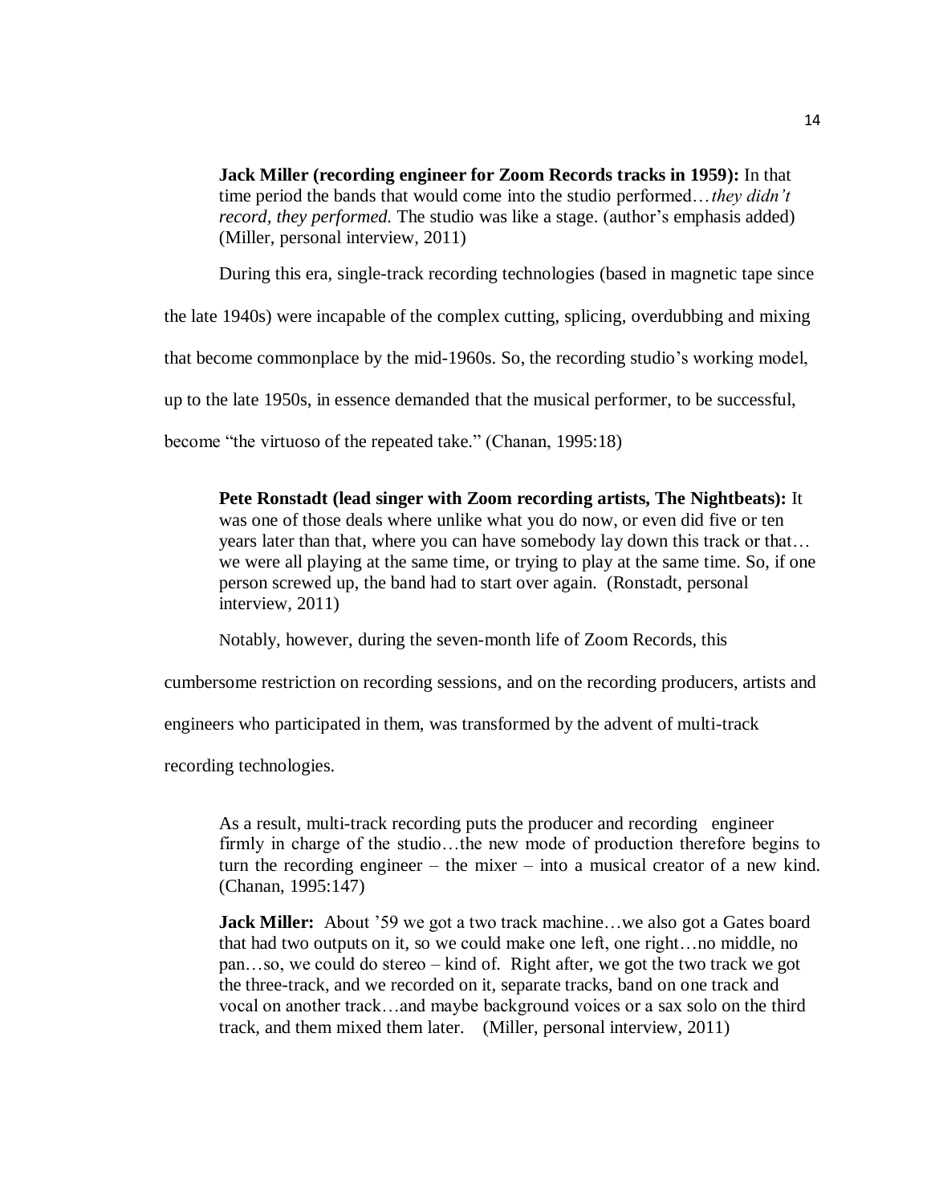> **Jack Miller (recording engineer for Zoom Records tracks in 1959):** In that time period the bands that would come into the studio performed…*they didn't record, they performed.* The studio was like a stage. (author's emphasis added) (Miller, personal interview, 2011)

During this era, single-track recording technologies (based in magnetic tape since the late 1940s) were incapable of the complex cutting, splicing, overdubbing and mixing that become commonplace by the mid-1960s. So, the recording studio's working model, up to the late 1950s, in essence demanded that the musical performer, to be successful, become "the virtuoso of the repeated take." (Chanan, 1995:18)

> **Pete Ronstadt (lead singer with Zoom recording artists, The Nightbeats):** It was one of those deals where unlike what you do now, or even did five or ten years later than that, where you can have somebody lay down this track or that… we were all playing at the same time, or trying to play at the same time. So, if one person screwed up, the band had to start over again. (Ronstadt, personal interview, 2011)

Notably, however, during the seven-month life of Zoom Records, this cumbersome restriction on recording sessions, and on the recording producers, artists and engineers who participated in them, was transformed by the advent of multi-track recording technologies.

> As a result, multi-track recording puts the producer and recording engineer firmly in charge of the studio…the new mode of production therefore begins to turn the recording engineer – the mixer – into a musical creator of a new kind. (Chanan, 1995:147)

> **Jack Miller:** About '59 we got a two track machine…we also got a Gates board that had two outputs on it, so we could make one left, one right…no middle, no pan…so, we could do stereo – kind of. Right after, we got the two track we got the three-track, and we recorded on it, separate tracks, band on one track and vocal on another track…and maybe background voices or a sax solo on the third track, and them mixed them later. (Miller, personal interview, 2011)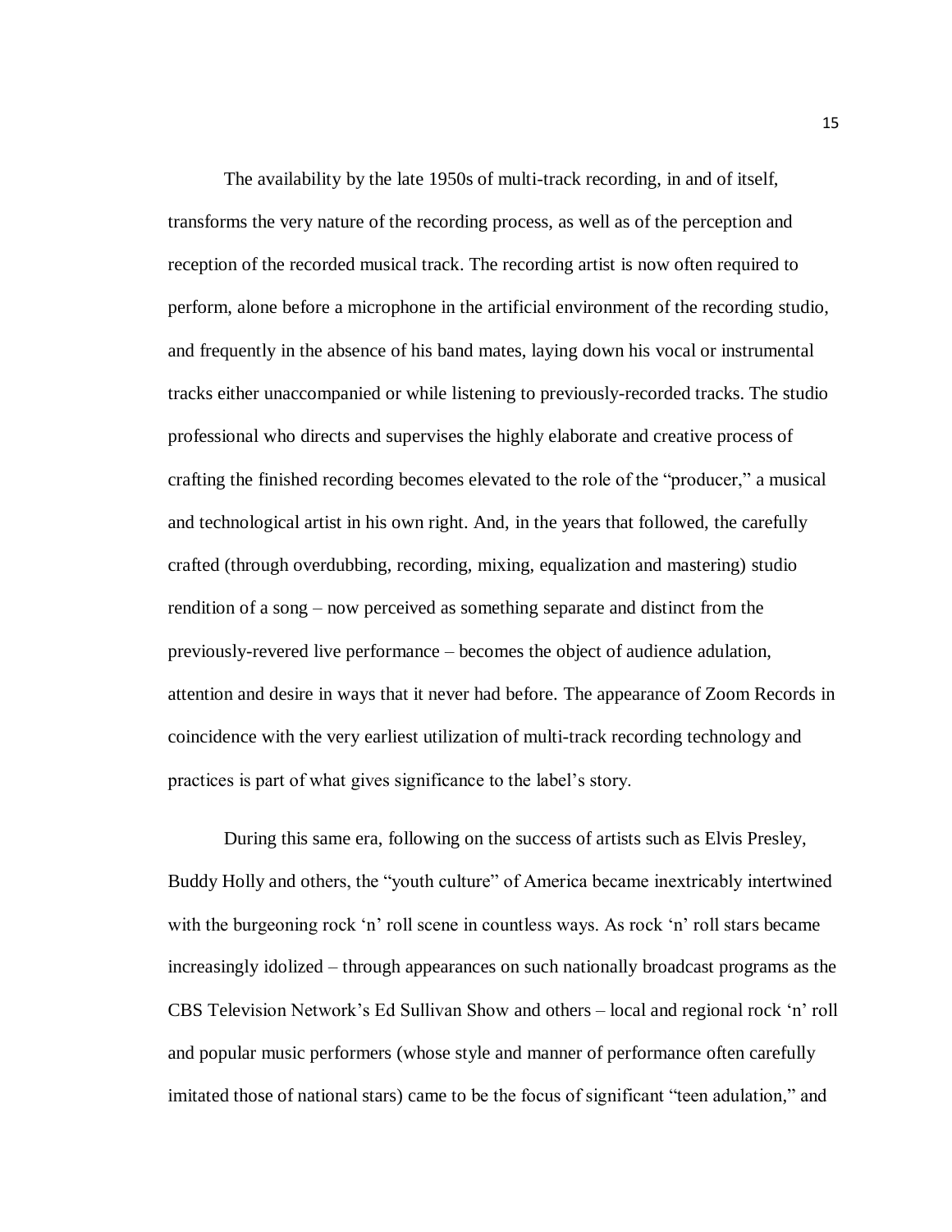The availability by the late 1950s of multi-track recording, in and of itself, transforms the very nature of the recording process, as well as of the perception and reception of the recorded musical track. The recording artist is now often required to perform, alone before a microphone in the artificial environment of the recording studio, and frequently in the absence of his band mates, laying down his vocal or instrumental tracks either unaccompanied or while listening to previously-recorded tracks. The studio professional who directs and supervises the highly elaborate and creative process of crafting the finished recording becomes elevated to the role of the "producer," a musical and technological artist in his own right. And, in the years that followed, the carefully crafted (through overdubbing, recording, mixing, equalization and mastering) studio rendition of a song – now perceived as something separate and distinct from the previously-revered live performance – becomes the object of audience adulation, attention and desire in ways that it never had before. The appearance of Zoom Records in coincidence with the very earliest utilization of multi-track recording technology and practices is part of what gives significance to the label's story.

During this same era, following on the success of artists such as Elvis Presley, Buddy Holly and others, the "youth culture" of America became inextricably intertwined with the burgeoning rock 'n' roll scene in countless ways. As rock 'n' roll stars became increasingly idolized – through appearances on such nationally broadcast programs as the CBS Television Network's Ed Sullivan Show and others – local and regional rock 'n' roll and popular music performers (whose style and manner of performance often carefully imitated those of national stars) came to be the focus of significant "teen adulation," and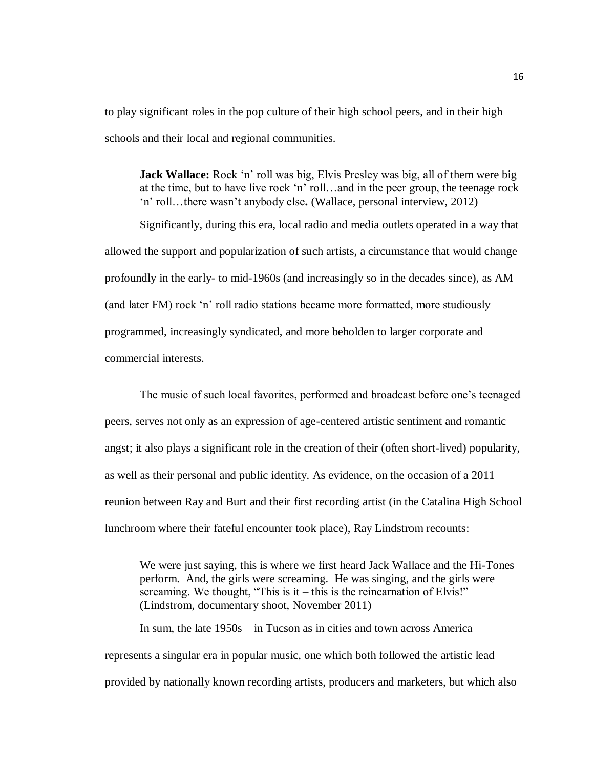to play significant roles in the pop culture of their high school peers, and in their high schools and their local and regional communities.

> **Jack Wallace:** Rock 'n' roll was big, Elvis Presley was big, all of them were big at the time, but to have live rock 'n' roll…and in the peer group, the teenage rock 'n' roll…there wasn't anybody else**.** (Wallace, personal interview, 2012)

Significantly, during this era, local radio and media outlets operated in a way that allowed the support and popularization of such artists, a circumstance that would change profoundly in the early- to mid-1960s (and increasingly so in the decades since), as AM (and later FM) rock 'n' roll radio stations became more formatted, more studiously programmed, increasingly syndicated, and more beholden to larger corporate and commercial interests.

The music of such local favorites, performed and broadcast before one's teenaged peers, serves not only as an expression of age-centered artistic sentiment and romantic angst; it also plays a significant role in the creation of their (often short-lived) popularity, as well as their personal and public identity. As evidence, on the occasion of a 2011 reunion between Ray and Burt and their first recording artist (in the Catalina High School lunchroom where their fateful encounter took place), Ray Lindstrom recounts:

> We were just saying, this is where we first heard Jack Wallace and the Hi-Tones perform. And, the girls were screaming. He was singing, and the girls were screaming. We thought, "This is it – this is the reincarnation of Elvis!" (Lindstrom, documentary shoot, November 2011)

In sum, the late 1950s – in Tucson as in cities and town across America – represents a singular era in popular music, one which both followed the artistic lead provided by nationally known recording artists, producers and marketers, but which also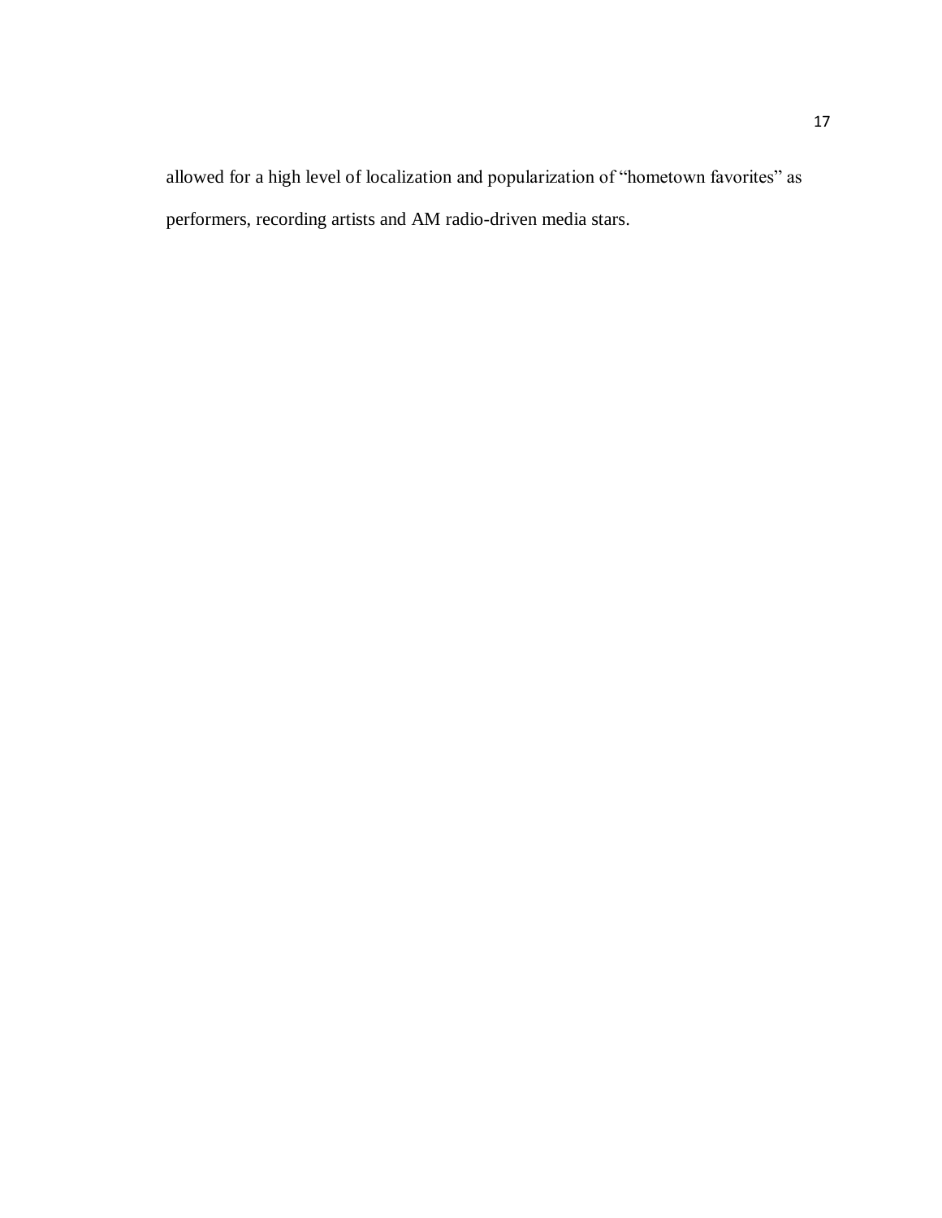allowed for a high level of localization and popularization of “hometown favorites” as performers, recording artists and AM radio-driven media stars.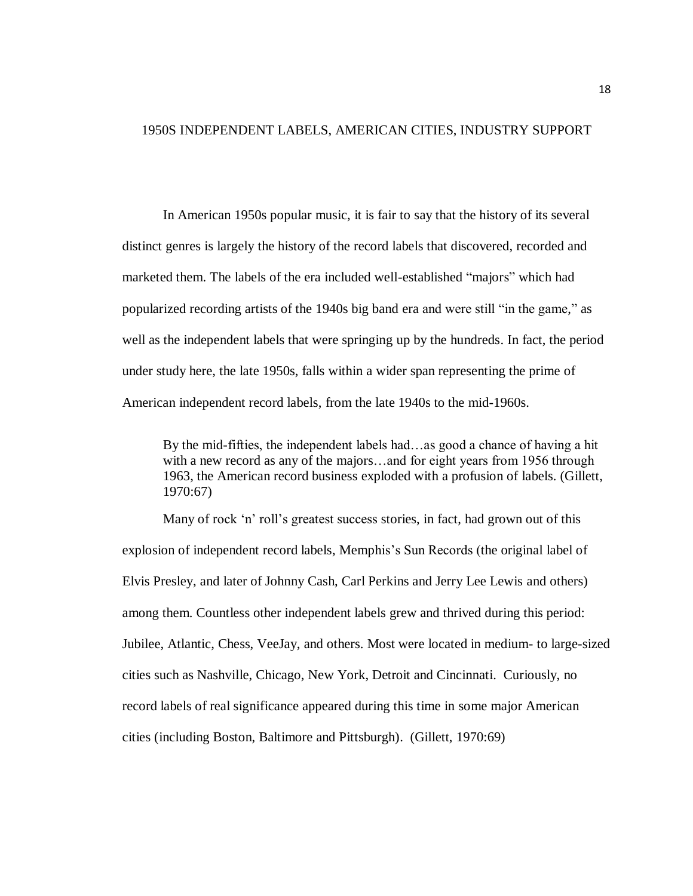## 1950S INDEPENDENT LABELS, AMERICAN CITIES, INDUSTRY SUPPORT

In American 1950s popular music, it is fair to say that the history of its several distinct genres is largely the history of the record labels that discovered, recorded and marketed them. The labels of the era included well-established "majors" which had popularized recording artists of the 1940s big band era and were still "in the game," as well as the independent labels that were springing up by the hundreds. In fact, the period under study here, the late 1950s, falls within a wider span representing the prime of American independent record labels, from the late 1940s to the mid-1960s.

> By the mid-fifties, the independent labels had…as good a chance of having a hit with a new record as any of the majors…and for eight years from 1956 through 1963, the American record business exploded with a profusion of labels. (Gillett, 1970:67)

Many of rock 'n' roll's greatest success stories, in fact, had grown out of this explosion of independent record labels, Memphis's Sun Records (the original label of Elvis Presley, and later of Johnny Cash, Carl Perkins and Jerry Lee Lewis and others) among them. Countless other independent labels grew and thrived during this period: Jubilee, Atlantic, Chess, VeeJay, and others. Most were located in medium- to large-sized cities such as Nashville, Chicago, New York, Detroit and Cincinnati. Curiously, no record labels of real significance appeared during this time in some major American cities (including Boston, Baltimore and Pittsburgh). (Gillett, 1970:69)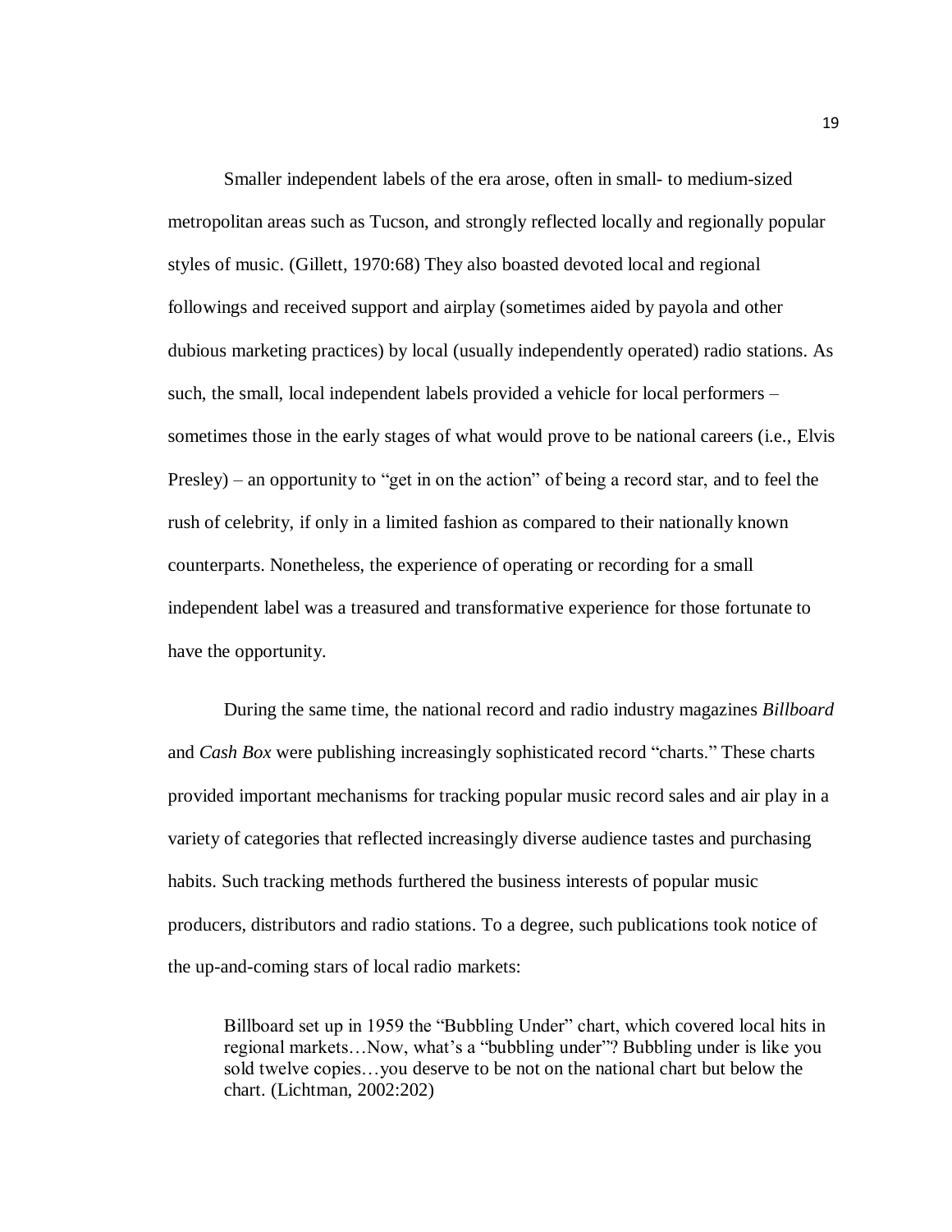Smaller independent labels of the era arose, often in small- to medium-sized metropolitan areas such as Tucson, and strongly reflected locally and regionally popular styles of music. (Gillett, 1970:68) They also boasted devoted local and regional followings and received support and airplay (sometimes aided by payola and other dubious marketing practices) by local (usually independently operated) radio stations. As such, the small, local independent labels provided a vehicle for local performers – sometimes those in the early stages of what would prove to be national careers (i.e., Elvis Presley) – an opportunity to "get in on the action" of being a record star, and to feel the rush of celebrity, if only in a limited fashion as compared to their nationally known counterparts. Nonetheless, the experience of operating or recording for a small independent label was a treasured and transformative experience for those fortunate to have the opportunity.

During the same time, the national record and radio industry magazines *Billboard* and *Cash Box* were publishing increasingly sophisticated record "charts." These charts provided important mechanisms for tracking popular music record sales and air play in a variety of categories that reflected increasingly diverse audience tastes and purchasing habits. Such tracking methods furthered the business interests of popular music producers, distributors and radio stations. To a degree, such publications took notice of the up-and-coming stars of local radio markets:

> Billboard set up in 1959 the "Bubbling Under" chart, which covered local hits in regional markets…Now, what's a "bubbling under"? Bubbling under is like you sold twelve copies…you deserve to be not on the national chart but below the chart. (Lichtman, 2002:202)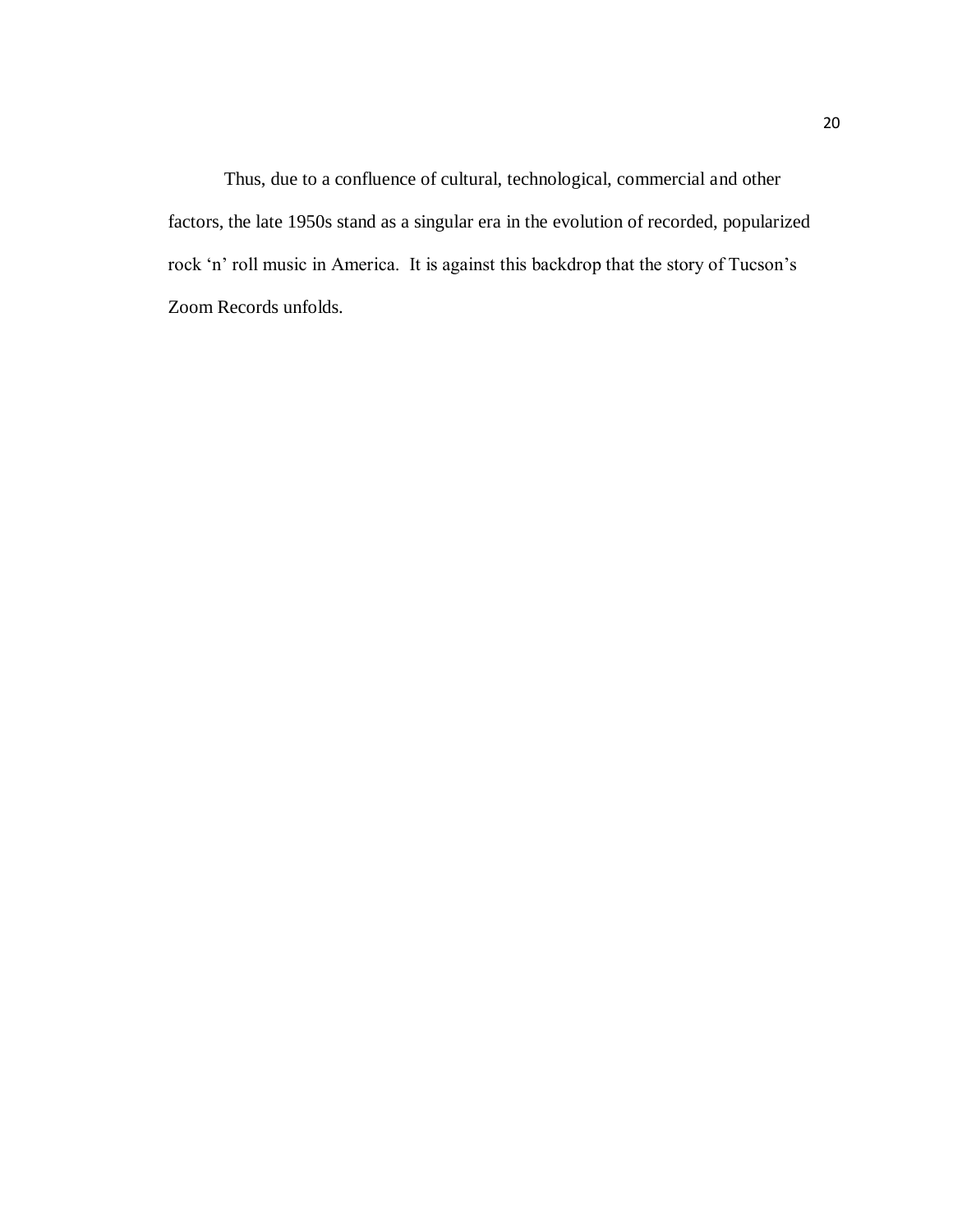Thus, due to a confluence of cultural, technological, commercial and other factors, the late 1950s stand as a singular era in the evolution of recorded, popularized rock ‘n’ roll music in America. It is against this backdrop that the story of Tucson’s Zoom Records unfolds.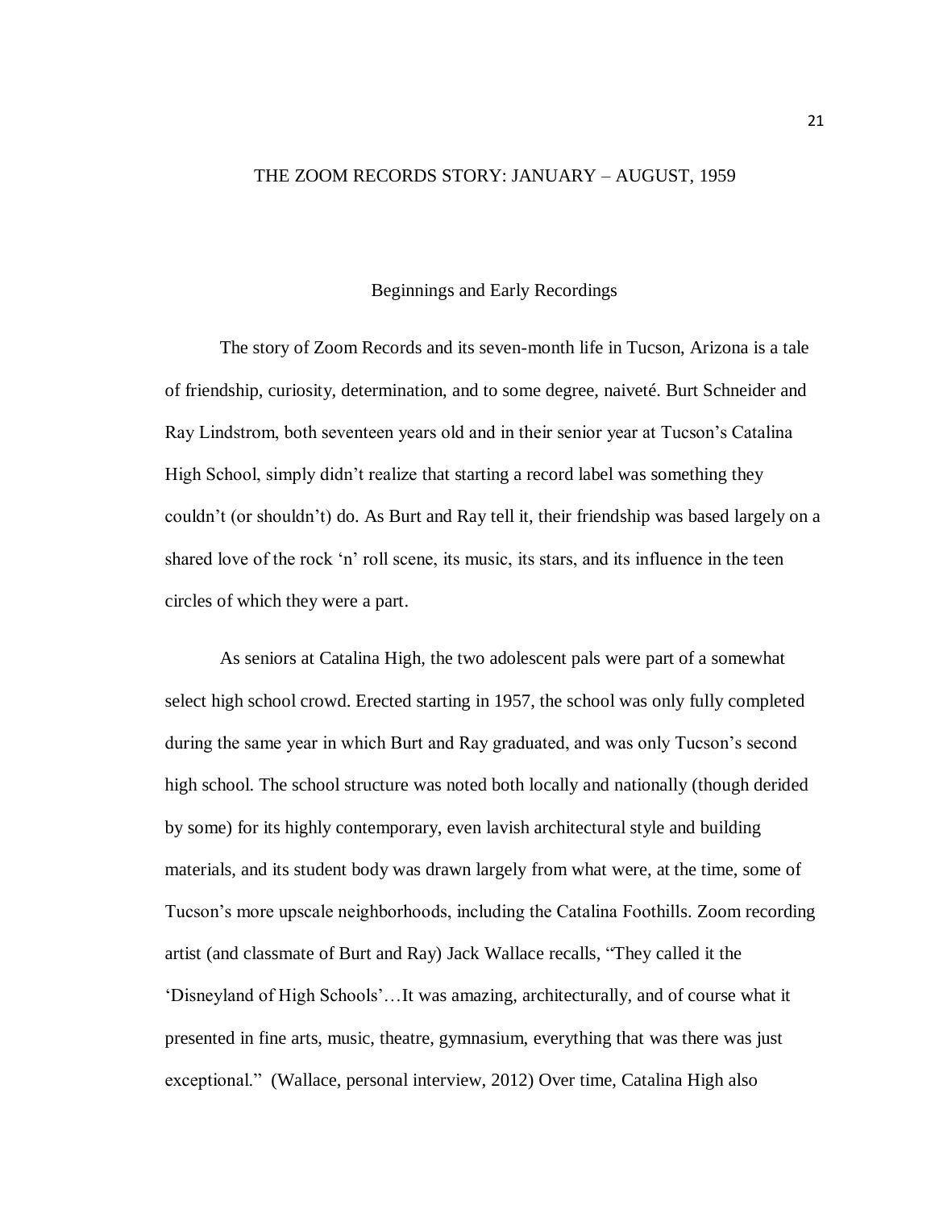# THE ZOOM RECORDS STORY: JANUARY – AUGUST, 1959

## Beginnings and Early Recordings

The story of Zoom Records and its seven-month life in Tucson, Arizona is a tale of friendship, curiosity, determination, and to some degree, naiveté. Burt Schneider and Ray Lindstrom, both seventeen years old and in their senior year at Tucson's Catalina High School, simply didn't realize that starting a record label was something they couldn't (or shouldn't) do. As Burt and Ray tell it, their friendship was based largely on a shared love of the rock 'n' roll scene, its music, its stars, and its influence in the teen circles of which they were a part.

As seniors at Catalina High, the two adolescent pals were part of a somewhat select high school crowd. Erected starting in 1957, the school was only fully completed during the same year in which Burt and Ray graduated, and was only Tucson's second high school. The school structure was noted both locally and nationally (though derided by some) for its highly contemporary, even lavish architectural style and building materials, and its student body was drawn largely from what were, at the time, some of Tucson's more upscale neighborhoods, including the Catalina Foothills. Zoom recording artist (and classmate of Burt and Ray) Jack Wallace recalls, "They called it the 'Disneyland of High Schools'…It was amazing, architecturally, and of course what it presented in fine arts, music, theatre, gymnasium, everything that was there was just exceptional." (Wallace, personal interview, 2012) Over time, Catalina High also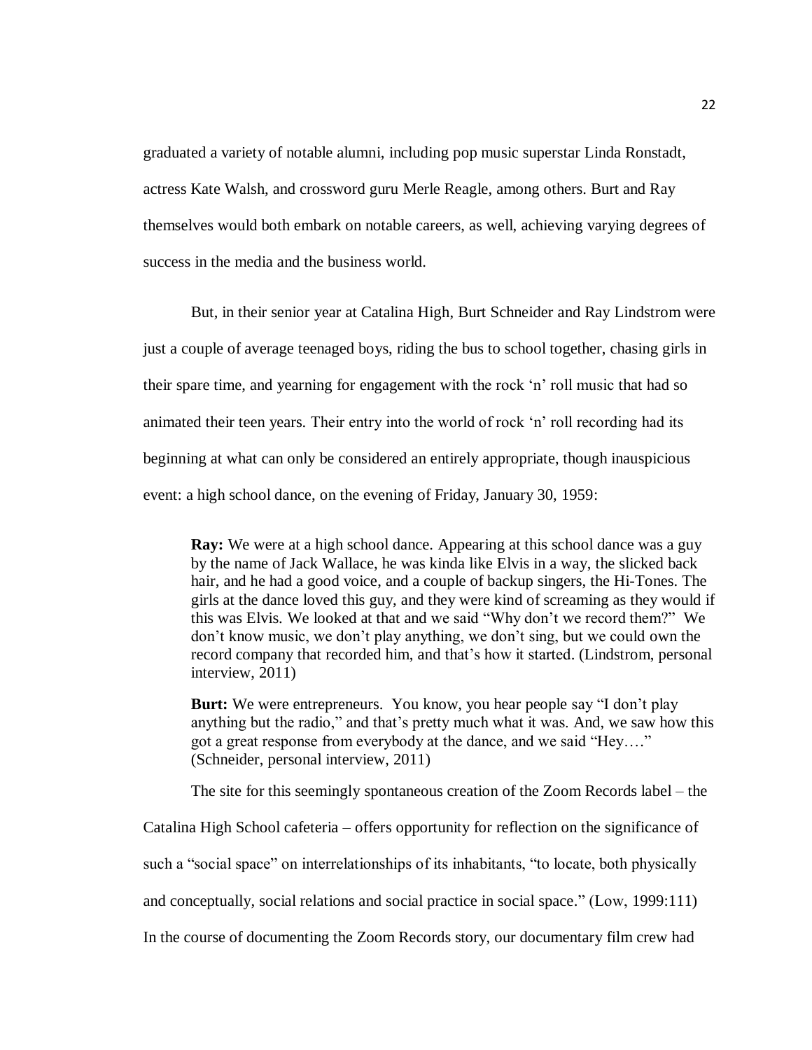graduated a variety of notable alumni, including pop music superstar Linda Ronstadt, actress Kate Walsh, and crossword guru Merle Reagle, among others. Burt and Ray themselves would both embark on notable careers, as well, achieving varying degrees of success in the media and the business world.

But, in their senior year at Catalina High, Burt Schneider and Ray Lindstrom were just a couple of average teenaged boys, riding the bus to school together, chasing girls in their spare time, and yearning for engagement with the rock 'n' roll music that had so animated their teen years. Their entry into the world of rock 'n' roll recording had its beginning at what can only be considered an entirely appropriate, though inauspicious event: a high school dance, on the evening of Friday, January 30, 1959:

> **Ray:** We were at a high school dance. Appearing at this school dance was a guy by the name of Jack Wallace, he was kinda like Elvis in a way, the slicked back hair, and he had a good voice, and a couple of backup singers, the Hi-Tones. The girls at the dance loved this guy, and they were kind of screaming as they would if this was Elvis. We looked at that and we said "Why don't we record them?" We don't know music, we don't play anything, we don't sing, but we could own the record company that recorded him, and that's how it started. (Lindstrom, personal interview, 2011)
>
> **Burt:** We were entrepreneurs. You know, you hear people say "I don't play anything but the radio," and that's pretty much what it was. And, we saw how this got a great response from everybody at the dance, and we said "Hey…." (Schneider, personal interview, 2011)

The site for this seemingly spontaneous creation of the Zoom Records label – the Catalina High School cafeteria – offers opportunity for reflection on the significance of such a "social space" on interrelationships of its inhabitants, "to locate, both physically and conceptually, social relations and social practice in social space." (Low, 1999:111) In the course of documenting the Zoom Records story, our documentary film crew had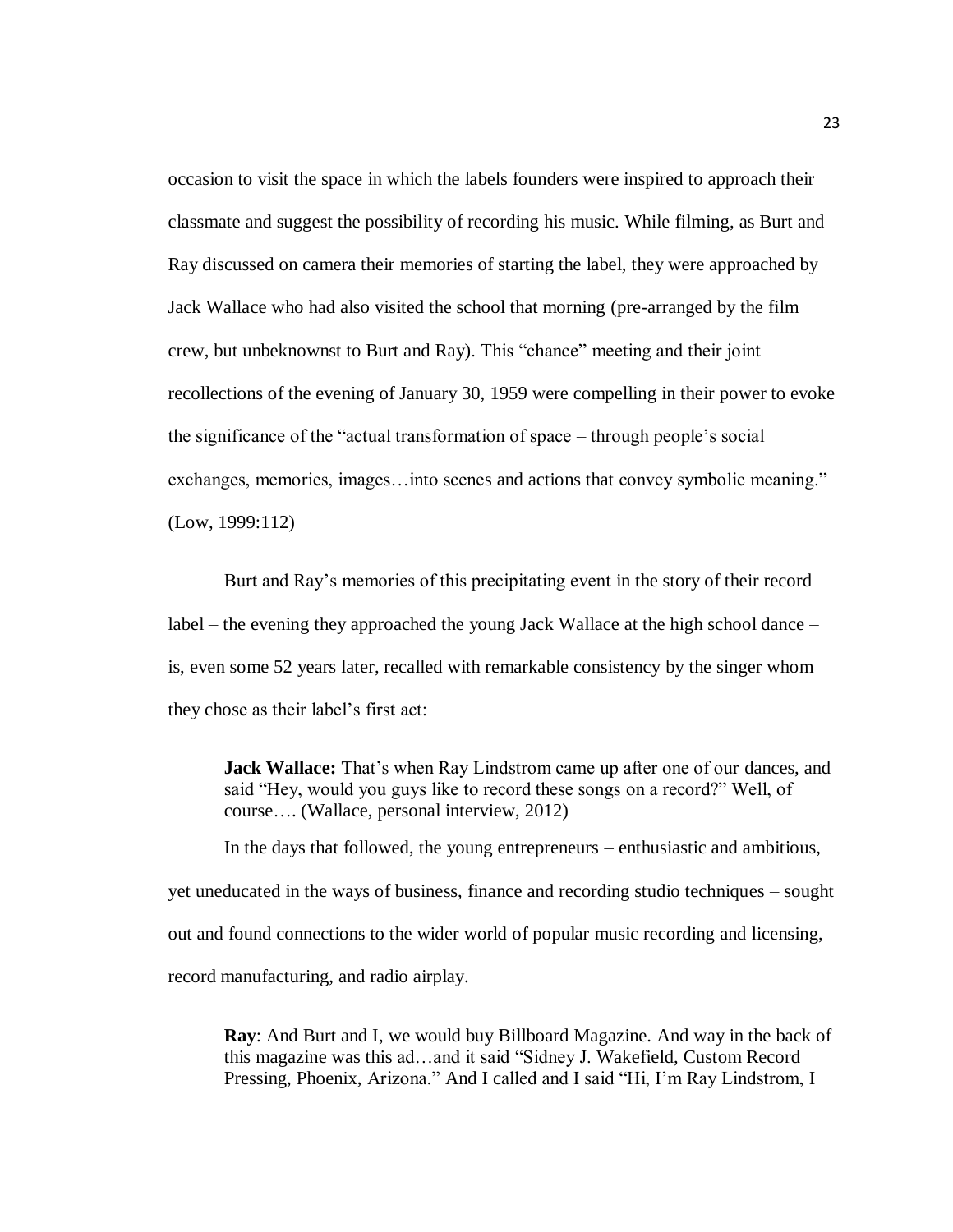occasion to visit the space in which the labels founders were inspired to approach their classmate and suggest the possibility of recording his music. While filming, as Burt and Ray discussed on camera their memories of starting the label, they were approached by Jack Wallace who had also visited the school that morning (pre-arranged by the film crew, but unbeknownst to Burt and Ray). This "chance" meeting and their joint recollections of the evening of January 30, 1959 were compelling in their power to evoke the significance of the "actual transformation of space – through people's social exchanges, memories, images…into scenes and actions that convey symbolic meaning." (Low, 1999:112)

Burt and Ray's memories of this precipitating event in the story of their record label – the evening they approached the young Jack Wallace at the high school dance – is, even some 52 years later, recalled with remarkable consistency by the singer whom they chose as their label's first act:

> **Jack Wallace:** That's when Ray Lindstrom came up after one of our dances, and said "Hey, would you guys like to record these songs on a record?" Well, of course…. (Wallace, personal interview, 2012)

In the days that followed, the young entrepreneurs – enthusiastic and ambitious, yet uneducated in the ways of business, finance and recording studio techniques – sought out and found connections to the wider world of popular music recording and licensing, record manufacturing, and radio airplay.

> **Ray**: And Burt and I, we would buy Billboard Magazine. And way in the back of this magazine was this ad…and it said "Sidney J. Wakefield, Custom Record Pressing, Phoenix, Arizona." And I called and I said "Hi, I'm Ray Lindstrom, I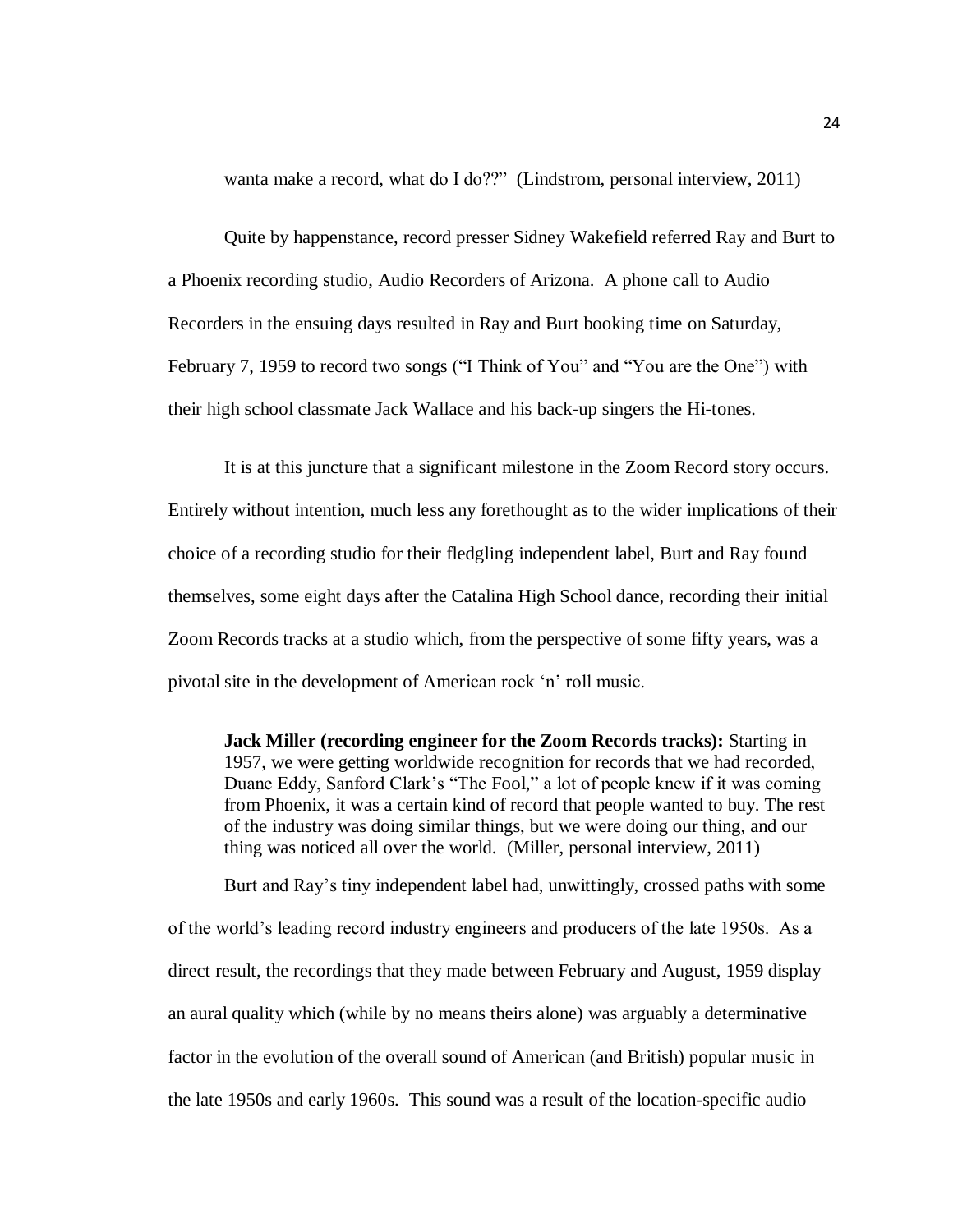wanta make a record, what do I do??" (Lindstrom, personal interview, 2011)

Quite by happenstance, record presser Sidney Wakefield referred Ray and Burt to a Phoenix recording studio, Audio Recorders of Arizona. A phone call to Audio Recorders in the ensuing days resulted in Ray and Burt booking time on Saturday, February 7, 1959 to record two songs ("I Think of You" and "You are the One") with their high school classmate Jack Wallace and his back-up singers the Hi-tones.

It is at this juncture that a significant milestone in the Zoom Record story occurs. Entirely without intention, much less any forethought as to the wider implications of their choice of a recording studio for their fledgling independent label, Burt and Ray found themselves, some eight days after the Catalina High School dance, recording their initial Zoom Records tracks at a studio which, from the perspective of some fifty years, was a pivotal site in the development of American rock 'n' roll music.

> **Jack Miller (recording engineer for the Zoom Records tracks):** Starting in 1957, we were getting worldwide recognition for records that we had recorded, Duane Eddy, Sanford Clark's "The Fool," a lot of people knew if it was coming from Phoenix, it was a certain kind of record that people wanted to buy. The rest of the industry was doing similar things, but we were doing our thing, and our thing was noticed all over the world. (Miller, personal interview, 2011)

Burt and Ray's tiny independent label had, unwittingly, crossed paths with some of the world's leading record industry engineers and producers of the late 1950s. As a direct result, the recordings that they made between February and August, 1959 display an aural quality which (while by no means theirs alone) was arguably a determinative factor in the evolution of the overall sound of American (and British) popular music in the late 1950s and early 1960s. This sound was a result of the location-specific audio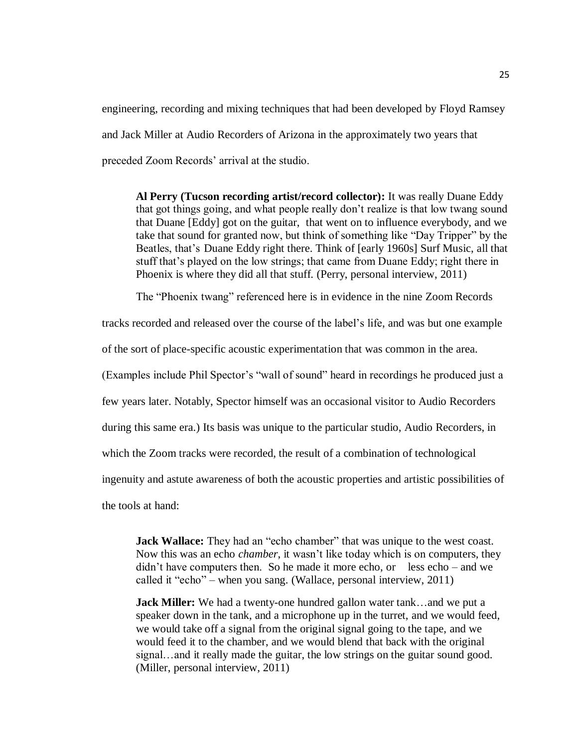engineering, recording and mixing techniques that had been developed by Floyd Ramsey and Jack Miller at Audio Recorders of Arizona in the approximately two years that preceded Zoom Records' arrival at the studio.

> **Al Perry (Tucson recording artist/record collector):** It was really Duane Eddy that got things going, and what people really don't realize is that low twang sound that Duane [Eddy] got on the guitar, that went on to influence everybody, and we take that sound for granted now, but think of something like "Day Tripper" by the Beatles, that's Duane Eddy right there. Think of [early 1960s] Surf Music, all that stuff that's played on the low strings; that came from Duane Eddy; right there in Phoenix is where they did all that stuff. (Perry, personal interview, 2011)

The "Phoenix twang" referenced here is in evidence in the nine Zoom Records tracks recorded and released over the course of the label's life, and was but one example of the sort of place-specific acoustic experimentation that was common in the area. (Examples include Phil Spector's "wall of sound" heard in recordings he produced just a few years later. Notably, Spector himself was an occasional visitor to Audio Recorders during this same era.) Its basis was unique to the particular studio, Audio Recorders, in which the Zoom tracks were recorded, the result of a combination of technological ingenuity and astute awareness of both the acoustic properties and artistic possibilities of the tools at hand:

> **Jack Wallace:** They had an "echo chamber" that was unique to the west coast. Now this was an echo *chamber*, it wasn't like today which is on computers, they didn't have computers then. So he made it more echo, or less echo – and we called it "echo" – when you sang. (Wallace, personal interview, 2011)

> **Jack Miller:** We had a twenty-one hundred gallon water tank…and we put a speaker down in the tank, and a microphone up in the turret, and we would feed, we would take off a signal from the original signal going to the tape, and we would feed it to the chamber, and we would blend that back with the original signal…and it really made the guitar, the low strings on the guitar sound good. (Miller, personal interview, 2011)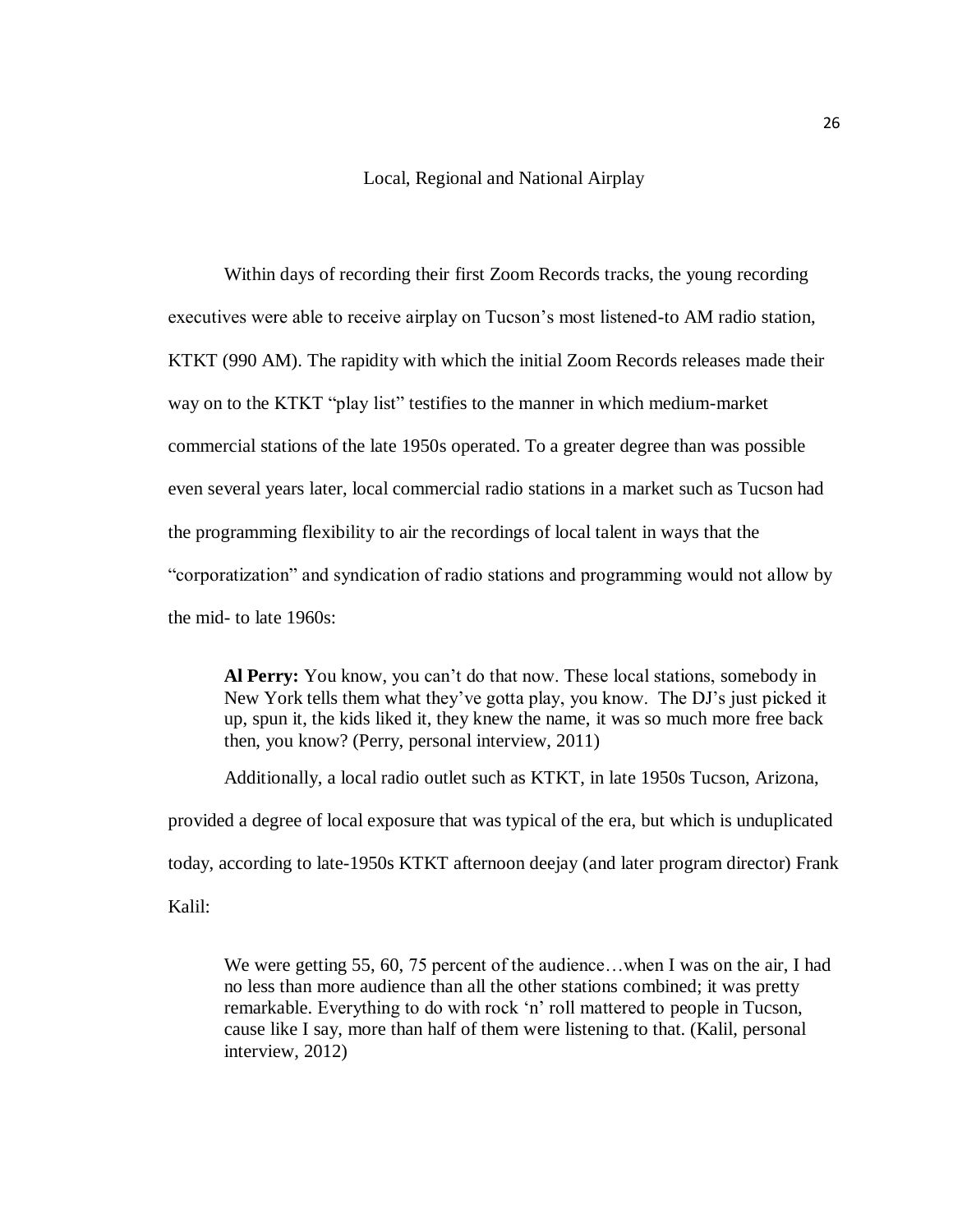## Local, Regional and National Airplay

Within days of recording their first Zoom Records tracks, the young recording executives were able to receive airplay on Tucson's most listened-to AM radio station, KTKT (990 AM). The rapidity with which the initial Zoom Records releases made their way on to the KTKT "play list" testifies to the manner in which medium-market commercial stations of the late 1950s operated. To a greater degree than was possible even several years later, local commercial radio stations in a market such as Tucson had the programming flexibility to air the recordings of local talent in ways that the "corporatization" and syndication of radio stations and programming would not allow by the mid- to late 1960s:

> **Al Perry:** You know, you can't do that now. These local stations, somebody in New York tells them what they've gotta play, you know. The DJ's just picked it up, spun it, the kids liked it, they knew the name, it was so much more free back then, you know? (Perry, personal interview, 2011)

Additionally, a local radio outlet such as KTKT, in late 1950s Tucson, Arizona, provided a degree of local exposure that was typical of the era, but which is unduplicated today, according to late-1950s KTKT afternoon deejay (and later program director) Frank Kalil:

> We were getting 55, 60, 75 percent of the audience…when I was on the air, I had no less than more audience than all the other stations combined; it was pretty remarkable. Everything to do with rock 'n' roll mattered to people in Tucson, cause like I say, more than half of them were listening to that. (Kalil, personal interview, 2012)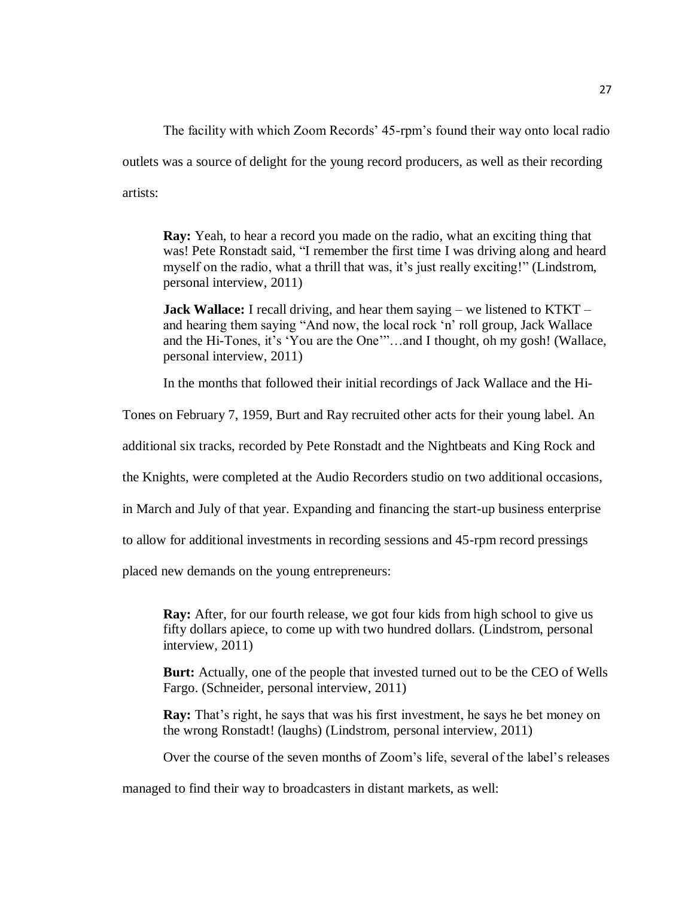The facility with which Zoom Records' 45-rpm's found their way onto local radio outlets was a source of delight for the young record producers, as well as their recording artists:

> **Ray:** Yeah, to hear a record you made on the radio, what an exciting thing that was! Pete Ronstadt said, "I remember the first time I was driving along and heard myself on the radio, what a thrill that was, it's just really exciting!" (Lindstrom, personal interview, 2011)
>
> **Jack Wallace:** I recall driving, and hear them saying – we listened to KTKT – and hearing them saying "And now, the local rock 'n' roll group, Jack Wallace and the Hi-Tones, it's 'You are the One'"…and I thought, oh my gosh! (Wallace, personal interview, 2011)

In the months that followed their initial recordings of Jack Wallace and the Hi-Tones on February 7, 1959, Burt and Ray recruited other acts for their young label. An additional six tracks, recorded by Pete Ronstadt and the Nightbeats and King Rock and the Knights, were completed at the Audio Recorders studio on two additional occasions, in March and July of that year. Expanding and financing the start-up business enterprise to allow for additional investments in recording sessions and 45-rpm record pressings placed new demands on the young entrepreneurs:

> **Ray:** After, for our fourth release, we got four kids from high school to give us fifty dollars apiece, to come up with two hundred dollars. (Lindstrom, personal interview, 2011)
>
> **Burt:** Actually, one of the people that invested turned out to be the CEO of Wells Fargo. (Schneider, personal interview, 2011)
>
> **Ray:** That's right, he says that was his first investment, he says he bet money on the wrong Ronstadt! (laughs) (Lindstrom, personal interview, 2011)

Over the course of the seven months of Zoom's life, several of the label's releases managed to find their way to broadcasters in distant markets, as well: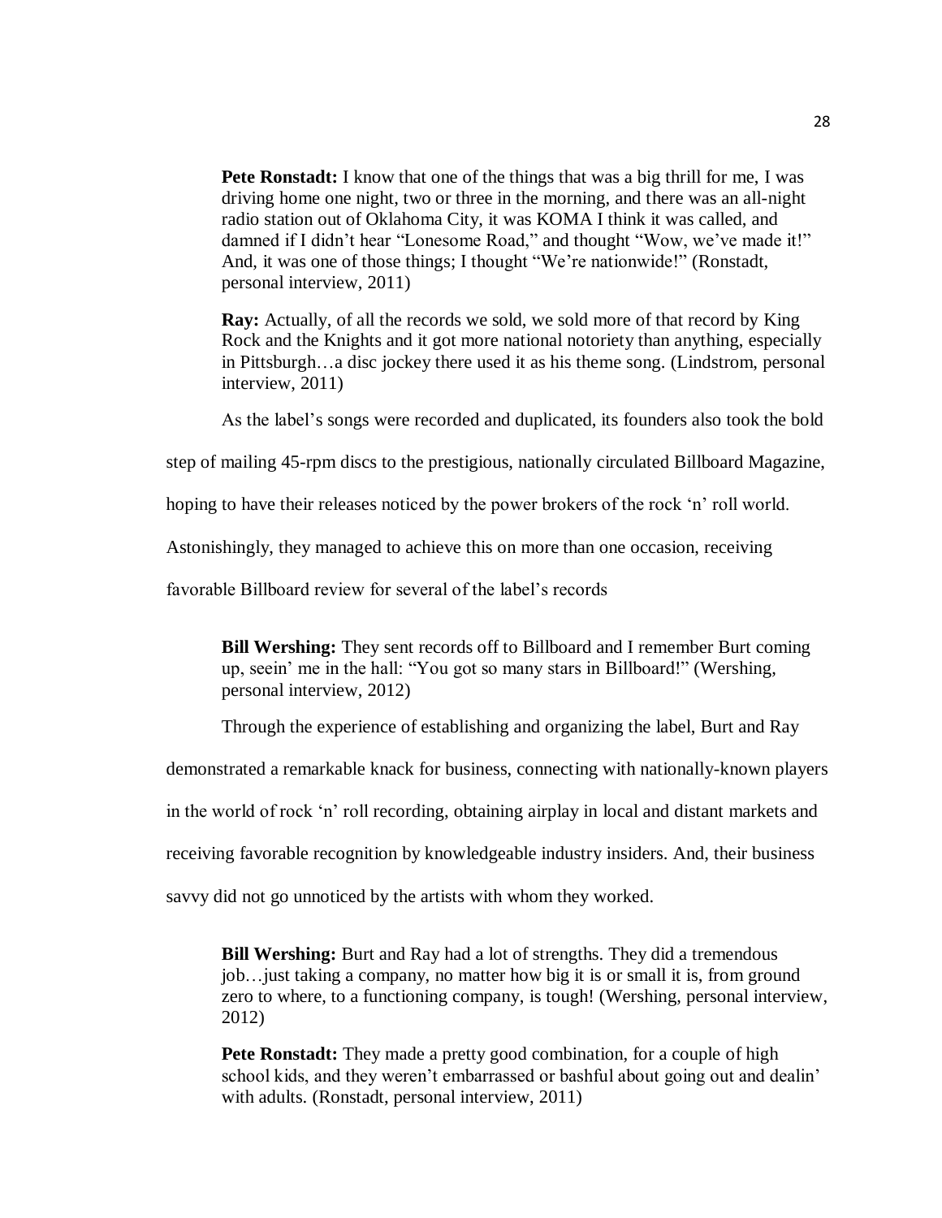**Pete Ronstadt:** I know that one of the things that was a big thrill for me, I was driving home one night, two or three in the morning, and there was an all-night radio station out of Oklahoma City, it was KOMA I think it was called, and damned if I didn't hear "Lonesome Road," and thought "Wow, we've made it!" And, it was one of those things; I thought "We're nationwide!" (Ronstadt, personal interview, 2011)

**Ray:** Actually, of all the records we sold, we sold more of that record by King Rock and the Knights and it got more national notoriety than anything, especially in Pittsburgh…a disc jockey there used it as his theme song. (Lindstrom, personal interview, 2011)

As the label's songs were recorded and duplicated, its founders also took the bold step of mailing 45-rpm discs to the prestigious, nationally circulated Billboard Magazine, hoping to have their releases noticed by the power brokers of the rock 'n' roll world. Astonishingly, they managed to achieve this on more than one occasion, receiving favorable Billboard review for several of the label's records

**Bill Wershing:** They sent records off to Billboard and I remember Burt coming up, seein' me in the hall: "You got so many stars in Billboard!" (Wershing, personal interview, 2012)

Through the experience of establishing and organizing the label, Burt and Ray demonstrated a remarkable knack for business, connecting with nationally-known players in the world of rock 'n' roll recording, obtaining airplay in local and distant markets and receiving favorable recognition by knowledgeable industry insiders. And, their business savvy did not go unnoticed by the artists with whom they worked.

**Bill Wershing:** Burt and Ray had a lot of strengths. They did a tremendous job…just taking a company, no matter how big it is or small it is, from ground zero to where, to a functioning company, is tough! (Wershing, personal interview, 2012)

**Pete Ronstadt:** They made a pretty good combination, for a couple of high school kids, and they weren't embarrassed or bashful about going out and dealin' with adults. (Ronstadt, personal interview, 2011)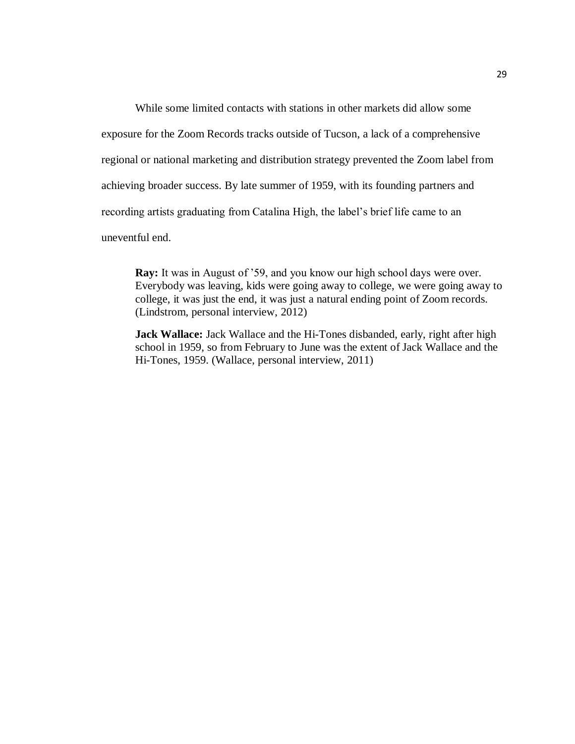While some limited contacts with stations in other markets did allow some exposure for the Zoom Records tracks outside of Tucson, a lack of a comprehensive regional or national marketing and distribution strategy prevented the Zoom label from achieving broader success. By late summer of 1959, with its founding partners and recording artists graduating from Catalina High, the label's brief life came to an uneventful end.

> **Ray:** It was in August of '59, and you know our high school days were over. Everybody was leaving, kids were going away to college, we were going away to college, it was just the end, it was just a natural ending point of Zoom records. (Lindstrom, personal interview, 2012)

> **Jack Wallace:** Jack Wallace and the Hi-Tones disbanded, early, right after high school in 1959, so from February to June was the extent of Jack Wallace and the Hi-Tones, 1959. (Wallace, personal interview, 2011)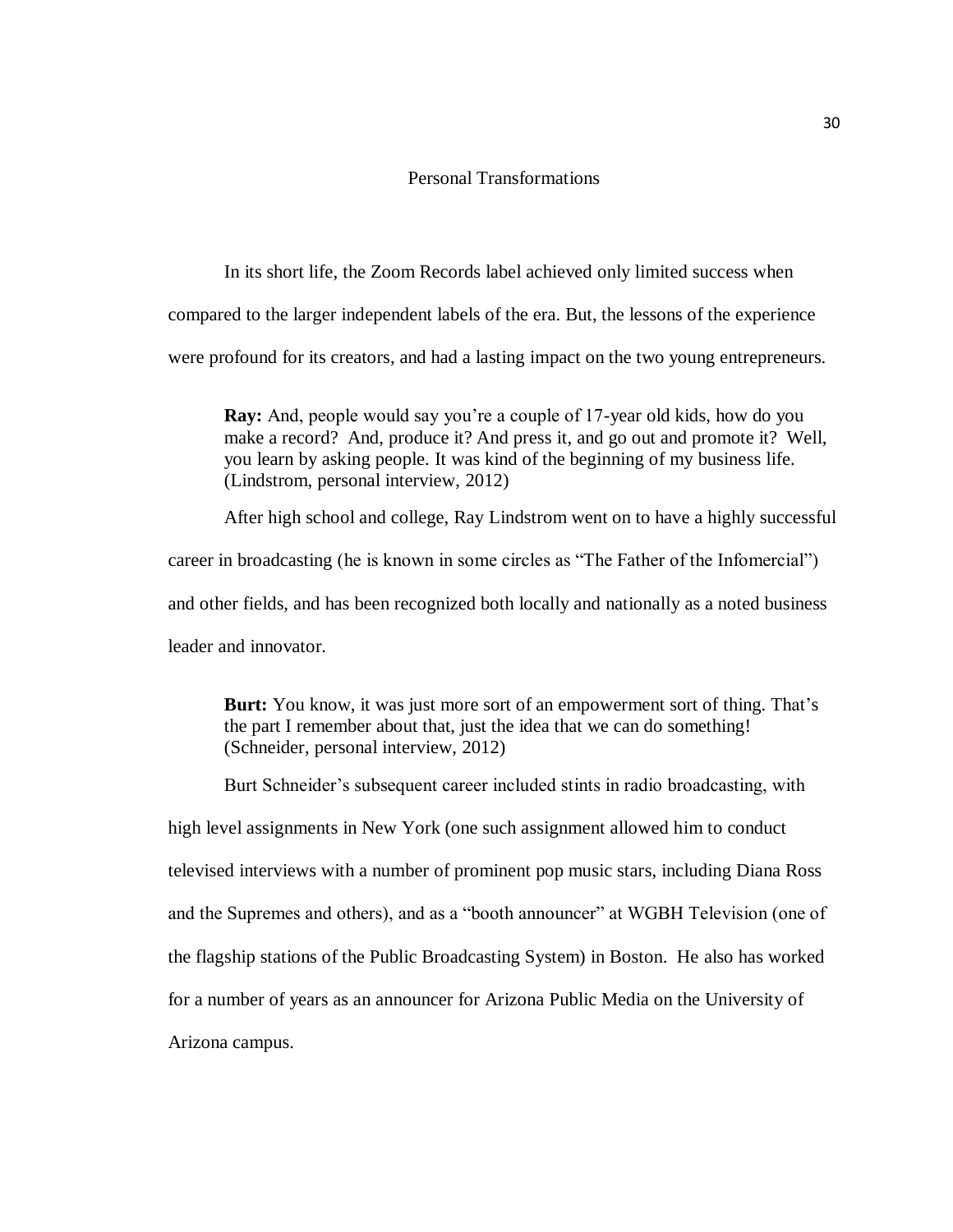## Personal Transformations

In its short life, the Zoom Records label achieved only limited success when compared to the larger independent labels of the era. But, the lessons of the experience were profound for its creators, and had a lasting impact on the two young entrepreneurs.

> **Ray:** And, people would say you're a couple of 17-year old kids, how do you make a record? And, produce it? And press it, and go out and promote it? Well, you learn by asking people. It was kind of the beginning of my business life. (Lindstrom, personal interview, 2012)

After high school and college, Ray Lindstrom went on to have a highly successful career in broadcasting (he is known in some circles as "The Father of the Infomercial") and other fields, and has been recognized both locally and nationally as a noted business leader and innovator.

> **Burt:** You know, it was just more sort of an empowerment sort of thing. That's the part I remember about that, just the idea that we can do something! (Schneider, personal interview, 2012)

Burt Schneider's subsequent career included stints in radio broadcasting, with high level assignments in New York (one such assignment allowed him to conduct televised interviews with a number of prominent pop music stars, including Diana Ross and the Supremes and others), and as a "booth announcer" at WGBH Television (one of the flagship stations of the Public Broadcasting System) in Boston. He also has worked for a number of years as an announcer for Arizona Public Media on the University of Arizona campus.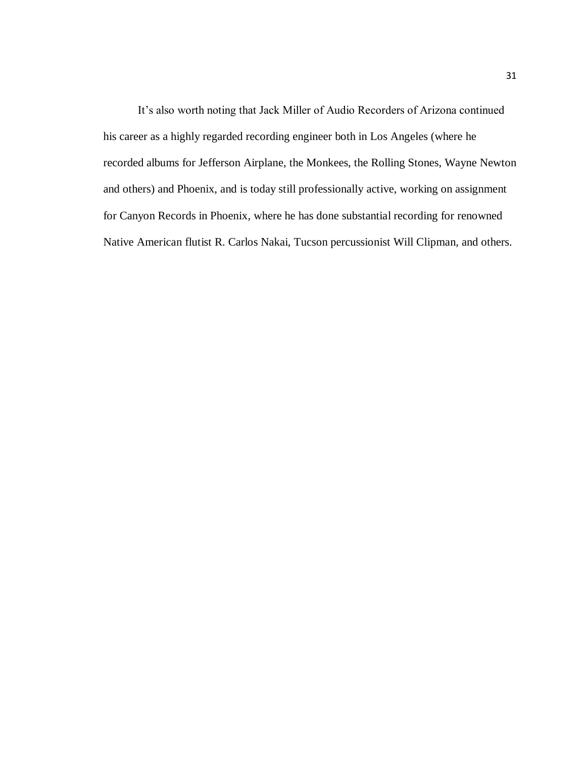It’s also worth noting that Jack Miller of Audio Recorders of Arizona continued his career as a highly regarded recording engineer both in Los Angeles (where he recorded albums for Jefferson Airplane, the Monkees, the Rolling Stones, Wayne Newton and others) and Phoenix, and is today still professionally active, working on assignment for Canyon Records in Phoenix, where he has done substantial recording for renowned Native American flutist R. Carlos Nakai, Tucson percussionist Will Clipman, and others.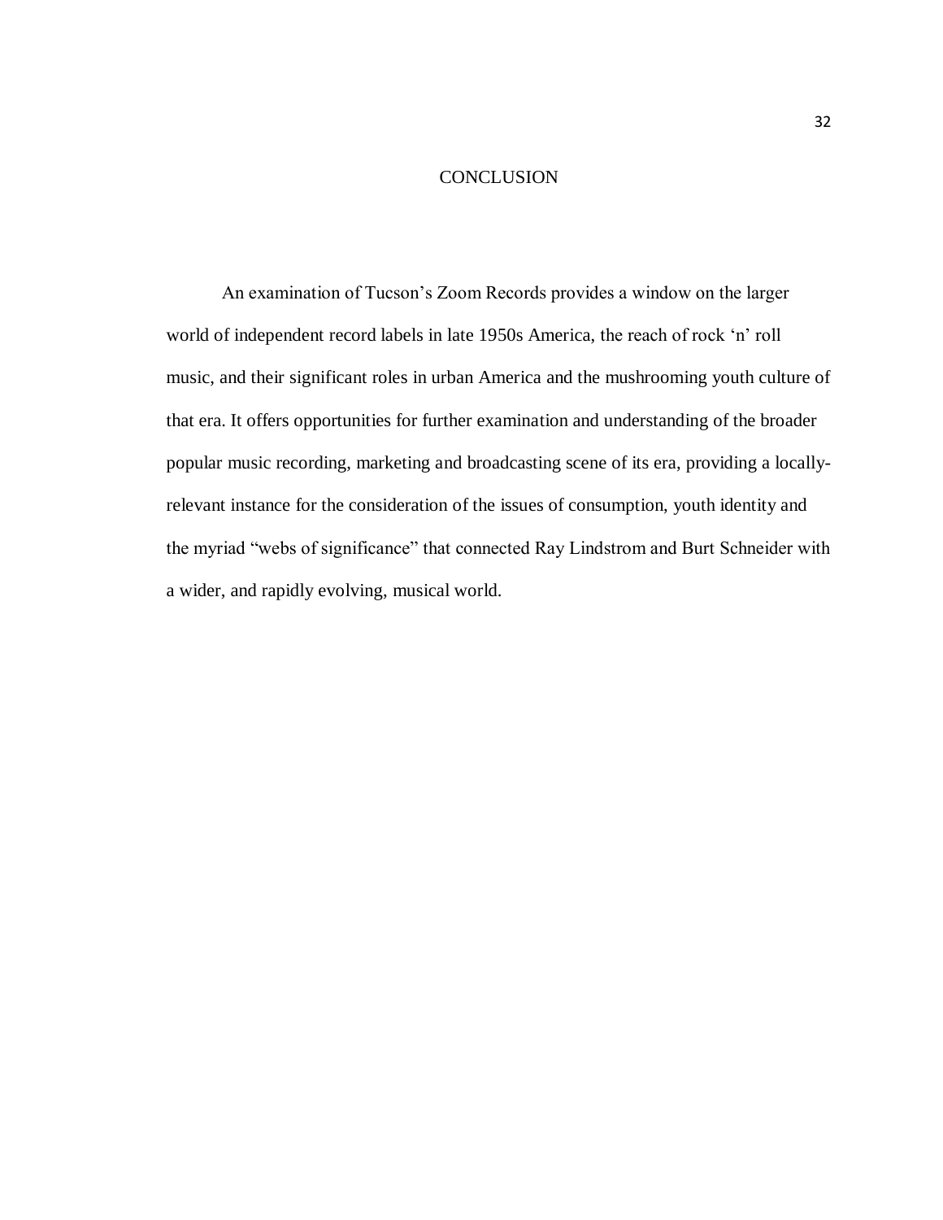# CONCLUSION

An examination of Tucson’s Zoom Records provides a window on the larger world of independent record labels in late 1950s America, the reach of rock ‘n’ roll music, and their significant roles in urban America and the mushrooming youth culture of that era. It offers opportunities for further examination and understanding of the broader popular music recording, marketing and broadcasting scene of its era, providing a locally-relevant instance for the consideration of the issues of consumption, youth identity and the myriad “webs of significance” that connected Ray Lindstrom and Burt Schneider with a wider, and rapidly evolving, musical world.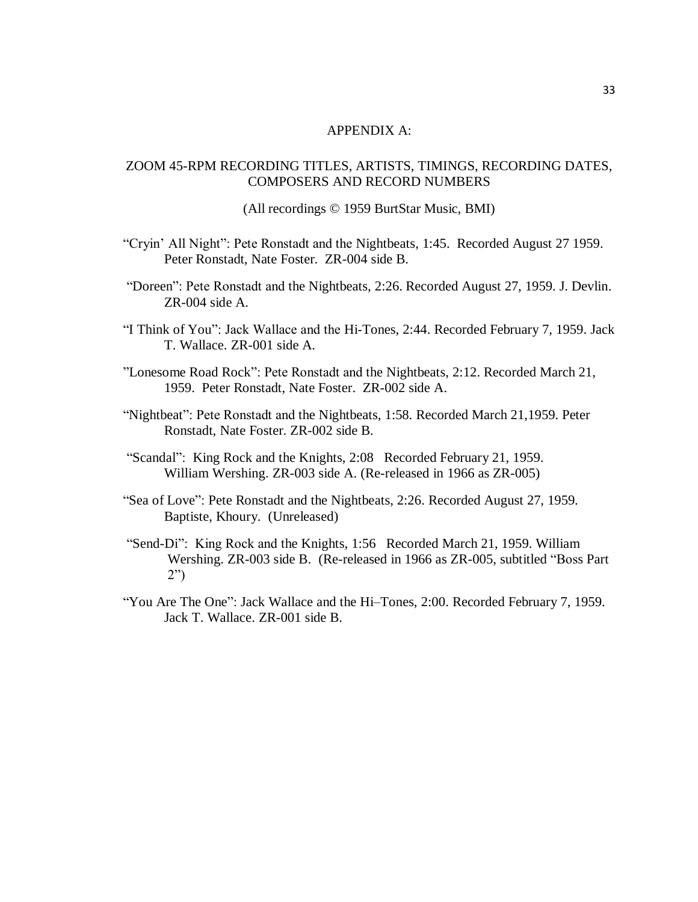# APPENDIX A:

## ZOOM 45-RPM RECORDING TITLES, ARTISTS, TIMINGS, RECORDING DATES, COMPOSERS AND RECORD NUMBERS

(All recordings © 1959 BurtStar Music, BMI)

"Cryin' All Night": Pete Ronstadt and the Nightbeats, 1:45. Recorded August 27 1959. Peter Ronstadt, Nate Foster. ZR-004 side B.

"Doreen": Pete Ronstadt and the Nightbeats, 2:26. Recorded August 27, 1959. J. Devlin. ZR-004 side A.

"I Think of You": Jack Wallace and the Hi-Tones, 2:44. Recorded February 7, 1959. Jack T. Wallace. ZR-001 side A.

"Lonesome Road Rock": Pete Ronstadt and the Nightbeats, 2:12. Recorded March 21, 1959. Peter Ronstadt, Nate Foster. ZR-002 side A.

"Nightbeat": Pete Ronstadt and the Nightbeats, 1:58. Recorded March 21,1959. Peter Ronstadt, Nate Foster. ZR-002 side B.

"Scandal": King Rock and the Knights, 2:08 Recorded February 21, 1959. William Wershing. ZR-003 side A. (Re-released in 1966 as ZR-005)

"Sea of Love": Pete Ronstadt and the Nightbeats, 2:26. Recorded August 27, 1959. Baptiste, Khoury. (Unreleased)

"Send-Di": King Rock and the Knights, 1:56 Recorded March 21, 1959. William Wershing. ZR-003 side B. (Re-released in 1966 as ZR-005, subtitled "Boss Part 2")

"You Are The One": Jack Wallace and the Hi–Tones, 2:00. Recorded February 7, 1959. Jack T. Wallace. ZR-001 side B.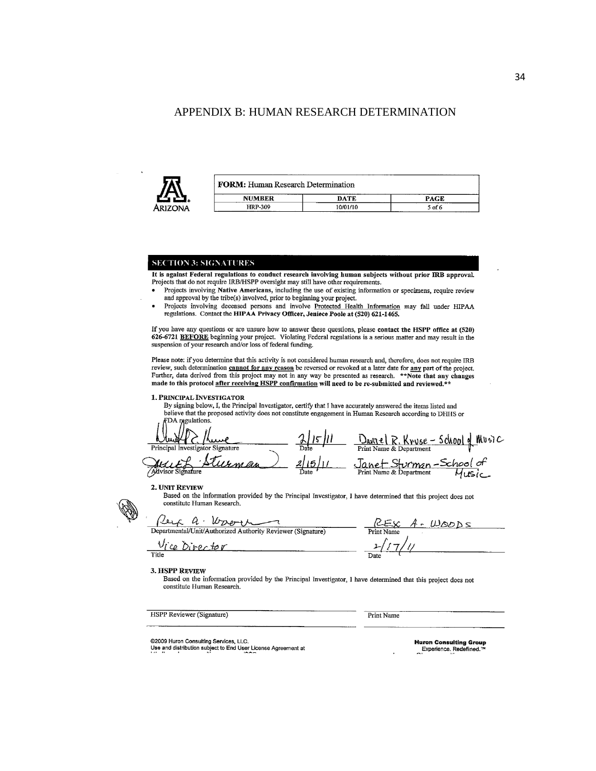# APPENDIX B: HUMAN RESEARCH DETERMINATION

ARIZONA

| **FORM:** Human Research Determination | | |
|---|---|---|
| **NUMBER** | **DATE** | **PAGE** |
| HRP-309 | 10/01/10 | 5 of 6 |

## SECTION 3: SIGNATURES

**It is against Federal regulations to conduct research involving human subjects without prior IRB approval.** Projects that do not require IRB/HSPP oversight may still have other requirements.

- Projects involving **Native Americans**, including the use of existing information or specimens, require review and approval by the tribe(s) involved, prior to beginning your project.
- Projects involving deceased persons and involve Protected Health Information may fall under HIPAA regulations. **Contact the HIPAA Privacy Officer, Jeniece Poole at (520) 621-1465.**

If you have any questions or are unsure how to answer these questions, please **contact the HSPP office at (520) 626-6721 BEFORE** beginning your project. Violating Federal regulations is a serious matter and may result in the suspension of your research and/or loss of federal funding.

Please note: if you determine that this activity is not considered human research and, therefore, does not require IRB review, such determination **cannot for any reason** be reversed or revoked at a later date for **any** part of the project. Further, data derived from this project may not in any way be presented as research. **\*\*Note that any changes made to this protocol after receiving HSPP confirmation will need to be re-submitted and reviewed.\*\***

### 1. Principal Investigator

By signing below, I, the Principal Investigator, certify that I have accurately answered the items listed and believe that the proposed activity does not constitute engagement in Human Research according to DHHS or FDA regulations.

| [Signature] | 2/15/11 | Daniel R. Kruse – School of Music |
|---|---|---|
| Principal Investigator Signature | Date | Print Name & Department |
| [Signature] | 2/15/11 | Janet Sturman – School of Music |
| Advisor Signature | Date | Print Name & Department |

### 2. Unit Review

Based on the information provided by the Principal Investigator, I have determined that this project does not constitute Human Research.

| [Signature] | REX A. WOODS |
|---|---|
| Departmental/Unit/Authorized Authority Reviewer (Signature) | Print Name |
| Vice Director | 2/17/11 |
| Title | Date |

### 3. HSPP Review

Based on the information provided by the Principal Investigator, I have determined that this project does not constitute Human Research.

| | |
|---|---|
| HSPP Reviewer (Signature) | Print Name |

©2009 Huron Consulting Services, LLC.
Use and distribution subject to End User License Agreement at

**Huron Consulting Group**
Experience. Redefined.™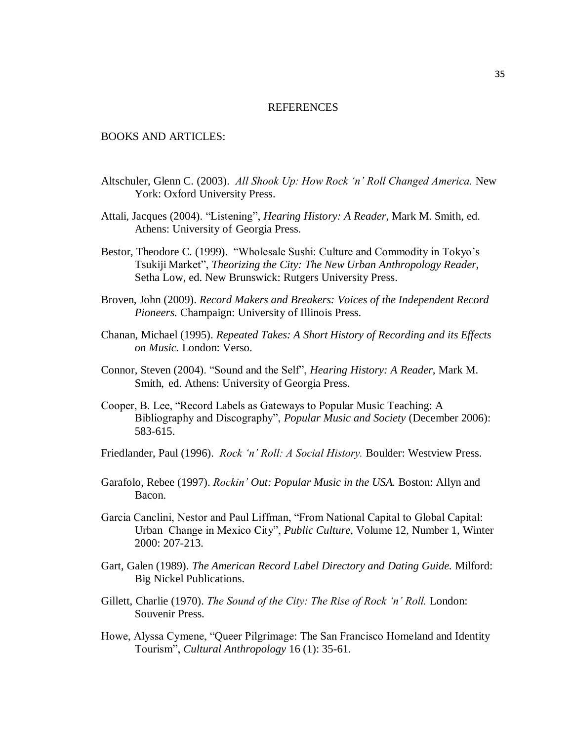# REFERENCES

BOOKS AND ARTICLES:

Altschuler, Glenn C. (2003). *All Shook Up: How Rock 'n' Roll Changed America.* New York: Oxford University Press.

Attali, Jacques (2004). "Listening", *Hearing History: A Reader*, Mark M. Smith, ed. Athens: University of Georgia Press.

Bestor, Theodore C. (1999). "Wholesale Sushi: Culture and Commodity in Tokyo's Tsukiji Market", *Theorizing the City: The New Urban Anthropology Reader*, Setha Low, ed. New Brunswick: Rutgers University Press.

Broven, John (2009). *Record Makers and Breakers: Voices of the Independent Record Pioneers.* Champaign: University of Illinois Press.

Chanan, Michael (1995). *Repeated Takes: A Short History of Recording and its Effects on Music.* London: Verso.

Connor, Steven (2004). "Sound and the Self", *Hearing History: A Reader*, Mark M. Smith, ed. Athens: University of Georgia Press.

Cooper, B. Lee, "Record Labels as Gateways to Popular Music Teaching: A Bibliography and Discography", *Popular Music and Society* (December 2006): 583-615.

Friedlander, Paul (1996). *Rock 'n' Roll: A Social History.* Boulder: Westview Press.

Garafolo, Rebee (1997). *Rockin' Out: Popular Music in the USA.* Boston: Allyn and Bacon.

Garcia Canclini, Nestor and Paul Liffman, "From National Capital to Global Capital: Urban Change in Mexico City", *Public Culture*, Volume 12, Number 1, Winter 2000: 207-213.

Gart, Galen (1989). *The American Record Label Directory and Dating Guide.* Milford: Big Nickel Publications.

Gillett, Charlie (1970). *The Sound of the City: The Rise of Rock 'n' Roll.* London: Souvenir Press.

Howe, Alyssa Cymene, "Queer Pilgrimage: The San Francisco Homeland and Identity Tourism", *Cultural Anthropology* 16 (1): 35-61.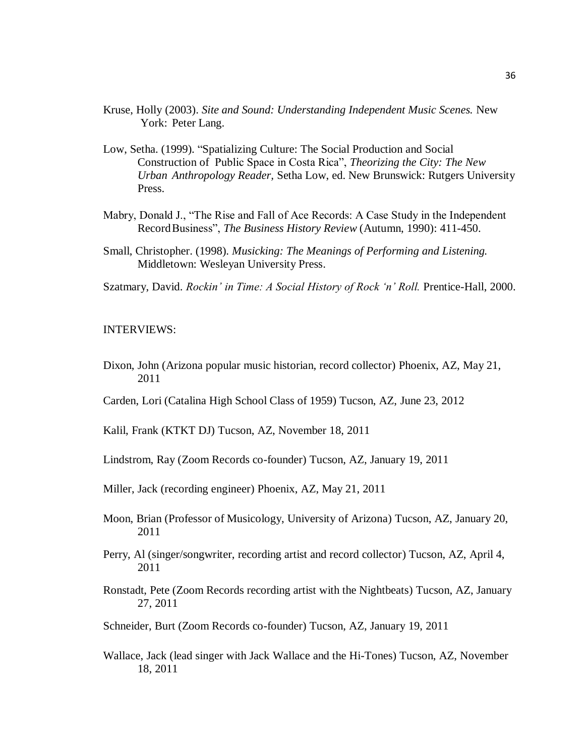Kruse, Holly (2003). *Site and Sound: Understanding Independent Music Scenes.* New York: Peter Lang.

Low, Setha. (1999). "Spatializing Culture: The Social Production and Social Construction of Public Space in Costa Rica", *Theorizing the City: The New Urban Anthropology Reader,* Setha Low, ed. New Brunswick: Rutgers University Press.

Mabry, Donald J., "The Rise and Fall of Ace Records: A Case Study in the Independent Record Business", *The Business History Review* (Autumn, 1990): 411-450.

Small, Christopher. (1998). *Musicking: The Meanings of Performing and Listening.* Middletown: Wesleyan University Press.

Szatmary, David. *Rockin' in Time: A Social History of Rock 'n' Roll.* Prentice-Hall, 2000.

INTERVIEWS:

Dixon, John (Arizona popular music historian, record collector) Phoenix, AZ, May 21, 2011

Carden, Lori (Catalina High School Class of 1959) Tucson, AZ, June 23, 2012

Kalil, Frank (KTKT DJ) Tucson, AZ, November 18, 2011

Lindstrom, Ray (Zoom Records co-founder) Tucson, AZ, January 19, 2011

Miller, Jack (recording engineer) Phoenix, AZ, May 21, 2011

Moon, Brian (Professor of Musicology, University of Arizona) Tucson, AZ, January 20, 2011

Perry, Al (singer/songwriter, recording artist and record collector) Tucson, AZ, April 4, 2011

Ronstadt, Pete (Zoom Records recording artist with the Nightbeats) Tucson, AZ, January 27, 2011

Schneider, Burt (Zoom Records co-founder) Tucson, AZ, January 19, 2011

Wallace, Jack (lead singer with Jack Wallace and the Hi-Tones) Tucson, AZ, November 18, 2011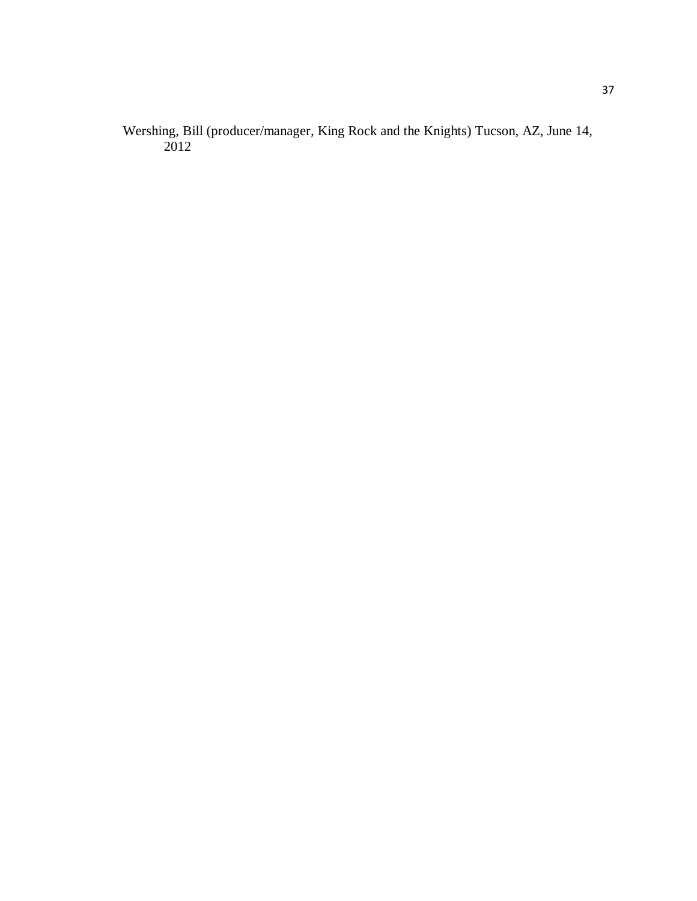Wershing, Bill (producer/manager, King Rock and the Knights) Tucson, AZ, June 14, 2012